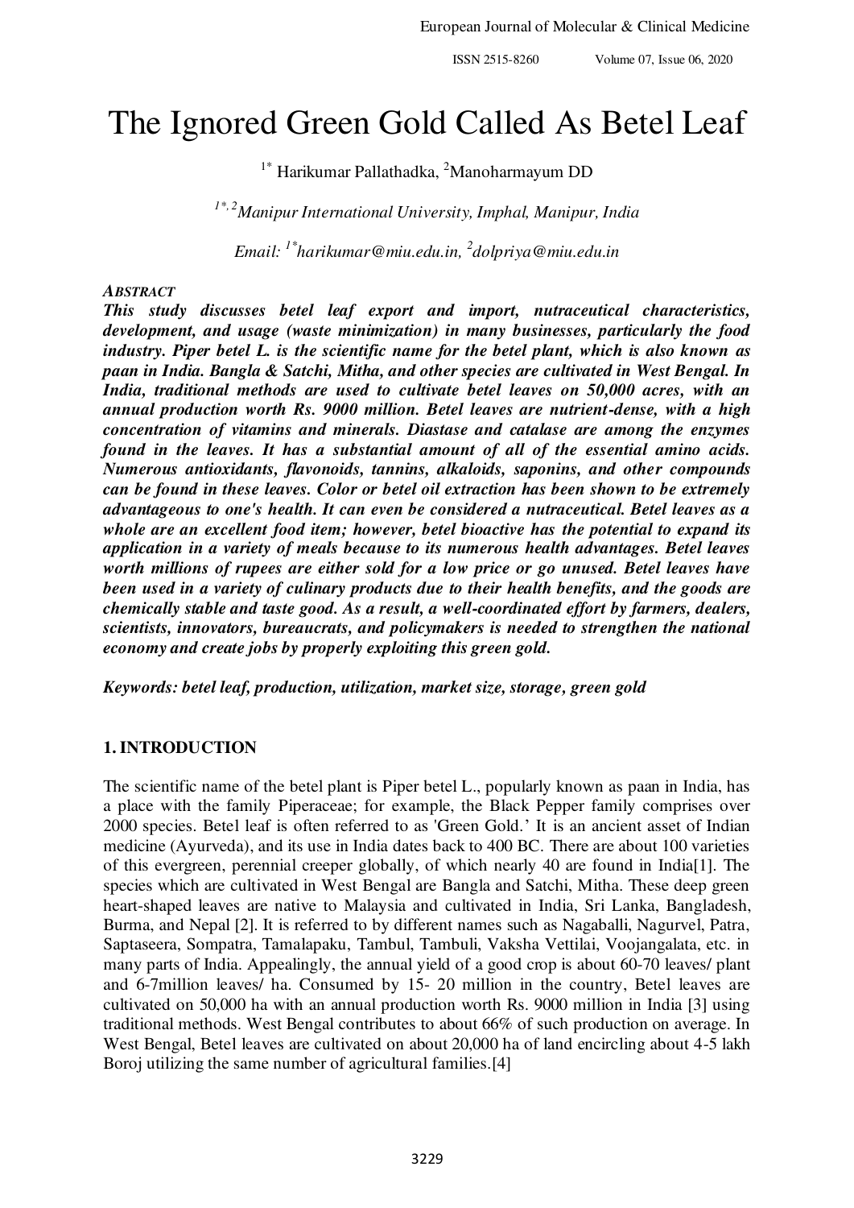# The Ignored Green Gold Called As Betel Leaf

[1*] Harikumar Pallathadka, [2]Manoharmayum DD

*[1*,2]Manipur International University, Imphal, Manipur, India*

*Email: [1*]harikumar@miu.edu.in, [2]dolpriya@miu.edu.in*

***Abstract***

***This study discusses betel leaf export and import, nutraceutical characteristics, development, and usage (waste minimization) in many businesses, particularly the food industry. Piper betel L. is the scientific name for the betel plant, which is also known as paan in India. Bangla & Satchi, Mitha, and other species are cultivated in West Bengal. In India, traditional methods are used to cultivate betel leaves on 50,000 acres, with an annual production worth Rs. 9000 million. Betel leaves are nutrient-dense, with a high concentration of vitamins and minerals. Diastase and catalase are among the enzymes found in the leaves. It has a substantial amount of all of the essential amino acids. Numerous antioxidants, flavonoids, tannins, alkaloids, saponins, and other compounds can be found in these leaves. Color or betel oil extraction has been shown to be extremely advantageous to one's health. It can even be considered a nutraceutical. Betel leaves as a whole are an excellent food item; however, betel bioactive has the potential to expand its application in a variety of meals because to its numerous health advantages. Betel leaves worth millions of rupees are either sold for a low price or go unused. Betel leaves have been used in a variety of culinary products due to their health benefits, and the goods are chemically stable and taste good. As a result, a well-coordinated effort by farmers, dealers, scientists, innovators, bureaucrats, and policymakers is needed to strengthen the national economy and create jobs by properly exploiting this green gold.***

***Keywords: betel leaf, production, utilization, market size, storage, green gold***

## 1. INTRODUCTION

The scientific name of the betel plant is Piper betel L., popularly known as paan in India, has a place with the family Piperaceae; for example, the Black Pepper family comprises over 2000 species. Betel leaf is often referred to as 'Green Gold.' It is an ancient asset of Indian medicine (Ayurveda), and its use in India dates back to 400 BC. There are about 100 varieties of this evergreen, perennial creeper globally, of which nearly 40 are found in India[1]. The species which are cultivated in West Bengal are Bangla and Satchi, Mitha. These deep green heart-shaped leaves are native to Malaysia and cultivated in India, Sri Lanka, Bangladesh, Burma, and Nepal [2]. It is referred to by different names such as Nagaballi, Nagurvel, Patra, Saptaseera, Sompatra, Tamalapaku, Tambul, Tambuli, Vaksha Vettilai, Voojangalata, etc. in many parts of India. Appealingly, the annual yield of a good crop is about 60-70 leaves/ plant and 6-7million leaves/ ha. Consumed by 15- 20 million in the country, Betel leaves are cultivated on 50,000 ha with an annual production worth Rs. 9000 million in India [3] using traditional methods. West Bengal contributes to about 66% of such production on average. In West Bengal, Betel leaves are cultivated on about 20,000 ha of land encircling about 4-5 lakh Boroj utilizing the same number of agricultural families.[4]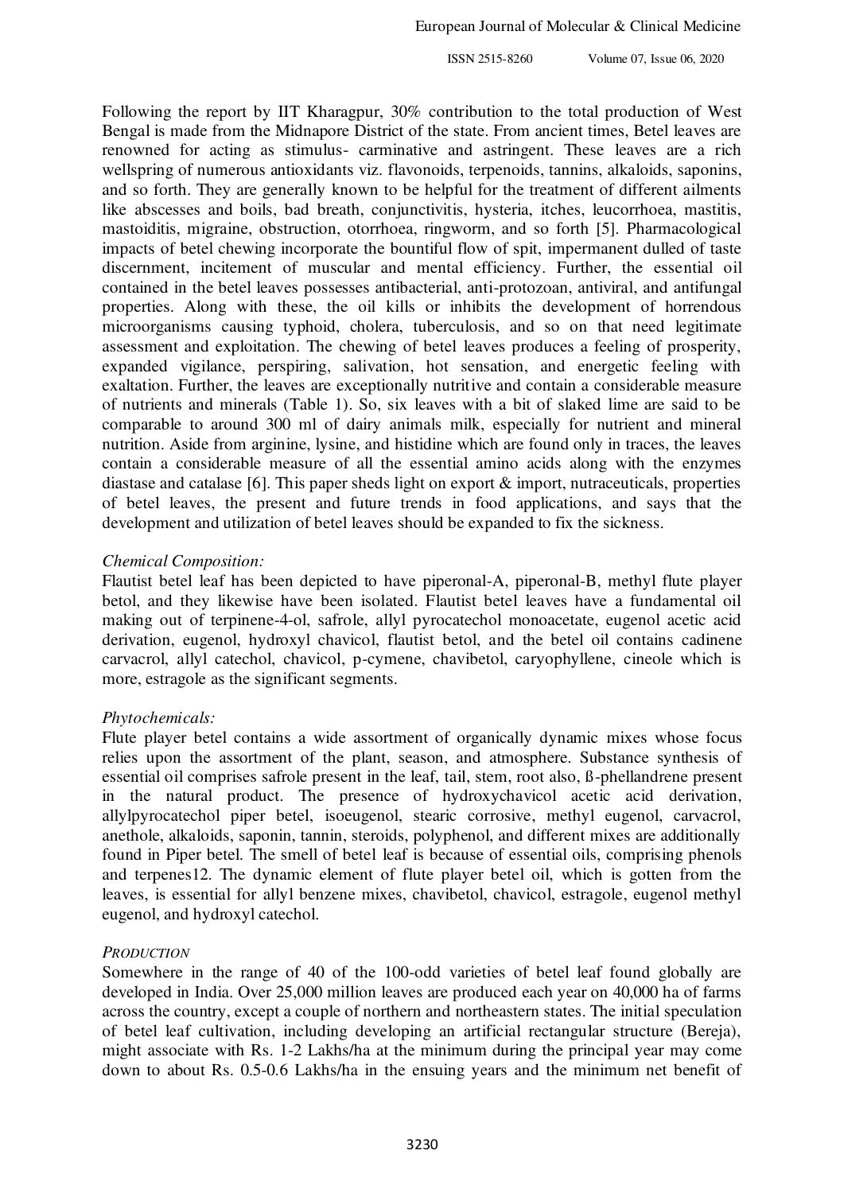Following the report by IIT Kharagpur, 30% contribution to the total production of West Bengal is made from the Midnapore District of the state. From ancient times, Betel leaves are renowned for acting as stimulus- carminative and astringent. These leaves are a rich wellspring of numerous antioxidants viz. flavonoids, terpenoids, tannins, alkaloids, saponins, and so forth. They are generally known to be helpful for the treatment of different ailments like abscesses and boils, bad breath, conjunctivitis, hysteria, itches, leucorrhoea, mastitis, mastoiditis, migraine, obstruction, otorrhoea, ringworm, and so forth [5]. Pharmacological impacts of betel chewing incorporate the bountiful flow of spit, impermanent dulled of taste discernment, incitement of muscular and mental efficiency. Further, the essential oil contained in the betel leaves possesses antibacterial, anti-protozoan, antiviral, and antifungal properties. Along with these, the oil kills or inhibits the development of horrendous microorganisms causing typhoid, cholera, tuberculosis, and so on that need legitimate assessment and exploitation. The chewing of betel leaves produces a feeling of prosperity, expanded vigilance, perspiring, salivation, hot sensation, and energetic feeling with exaltation. Further, the leaves are exceptionally nutritive and contain a considerable measure of nutrients and minerals (Table 1). So, six leaves with a bit of slaked lime are said to be comparable to around 300 ml of dairy animals milk, especially for nutrient and mineral nutrition. Aside from arginine, lysine, and histidine which are found only in traces, the leaves contain a considerable measure of all the essential amino acids along with the enzymes diastase and catalase [6]. This paper sheds light on export & import, nutraceuticals, properties of betel leaves, the present and future trends in food applications, and says that the development and utilization of betel leaves should be expanded to fix the sickness.

*Chemical Composition:*

Flautist betel leaf has been depicted to have piperonal-A, piperonal-B, methyl flute player betol, and they likewise have been isolated. Flautist betel leaves have a fundamental oil making out of terpinene-4-ol, safrole, allyl pyrocatechol monoacetate, eugenol acetic acid derivation, eugenol, hydroxyl chavicol, flautist betol, and the betel oil contains cadinene carvacrol, allyl catechol, chavicol, p-cymene, chavibetol, caryophyllene, cineole which is more, estragole as the significant segments.

*Phytochemicals:*

Flute player betel contains a wide assortment of organically dynamic mixes whose focus relies upon the assortment of the plant, season, and atmosphere. Substance synthesis of essential oil comprises safrole present in the leaf, tail, stem, root also, ß-phellandrene present in the natural product. The presence of hydroxychavicol acetic acid derivation, allylpyrocatechol piper betel, isoeugenol, stearic corrosive, methyl eugenol, carvacrol, anethole, alkaloids, saponin, tannin, steroids, polyphenol, and different mixes are additionally found in Piper betel. The smell of betel leaf is because of essential oils, comprising phenols and terpenes12. The dynamic element of flute player betel oil, which is gotten from the leaves, is essential for allyl benzene mixes, chavibetol, chavicol, estragole, eugenol methyl eugenol, and hydroxyl catechol.

*PRODUCTION*

Somewhere in the range of 40 of the 100-odd varieties of betel leaf found globally are developed in India. Over 25,000 million leaves are produced each year on 40,000 ha of farms across the country, except a couple of northern and northeastern states. The initial speculation of betel leaf cultivation, including developing an artificial rectangular structure (Bereja), might associate with Rs. 1-2 Lakhs/ha at the minimum during the principal year may come down to about Rs. 0.5-0.6 Lakhs/ha in the ensuing years and the minimum net benefit of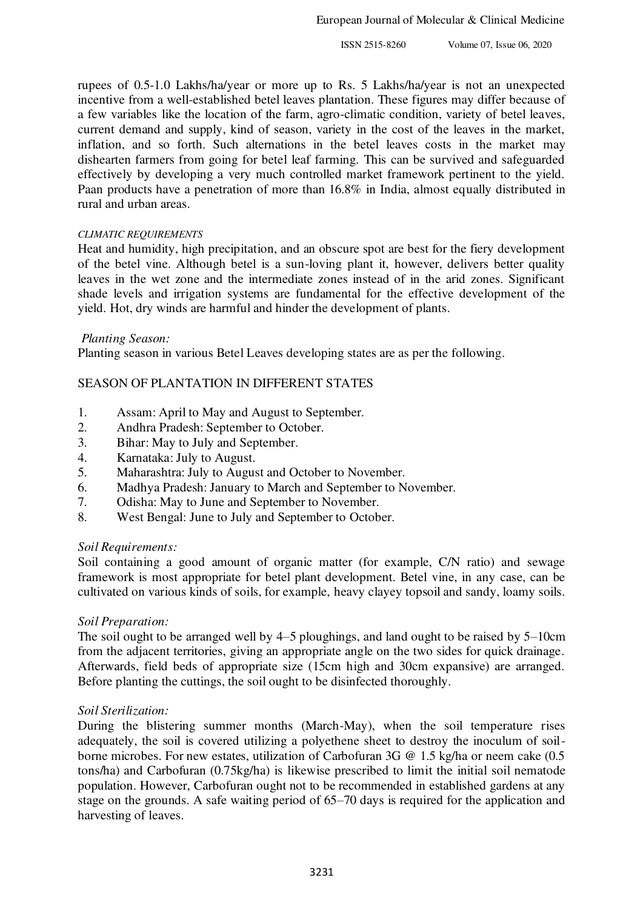rupees of 0.5-1.0 Lakhs/ha/year or more up to Rs. 5 Lakhs/ha/year is not an unexpected incentive from a well-established betel leaves plantation. These figures may differ because of a few variables like the location of the farm, agro-climatic condition, variety of betel leaves, current demand and supply, kind of season, variety in the cost of the leaves in the market, inflation, and so forth. Such alternations in the betel leaves costs in the market may dishearten farmers from going for betel leaf farming. This can be survived and safeguarded effectively by developing a very much controlled market framework pertinent to the yield. Paan products have a penetration of more than 16.8% in India, almost equally distributed in rural and urban areas.

*CLIMATIC REQUIREMENTS*

Heat and humidity, high precipitation, and an obscure spot are best for the fiery development of the betel vine. Although betel is a sun-loving plant it, however, delivers better quality leaves in the wet zone and the intermediate zones instead of in the arid zones. Significant shade levels and irrigation systems are fundamental for the effective development of the yield. Hot, dry winds are harmful and hinder the development of plants.

*Planting Season:*

Planting season in various Betel Leaves developing states are as per the following.

SEASON OF PLANTATION IN DIFFERENT STATES

1. Assam: April to May and August to September.
2. Andhra Pradesh: September to October.
3. Bihar: May to July and September.
4. Karnataka: July to August.
5. Maharashtra: July to August and October to November.
6. Madhya Pradesh: January to March and September to November.
7. Odisha: May to June and September to November.
8. West Bengal: June to July and September to October.

*Soil Requirements:*

Soil containing a good amount of organic matter (for example, C/N ratio) and sewage framework is most appropriate for betel plant development. Betel vine, in any case, can be cultivated on various kinds of soils, for example, heavy clayey topsoil and sandy, loamy soils.

*Soil Preparation:*

The soil ought to be arranged well by 4–5 ploughings, and land ought to be raised by 5–10cm from the adjacent territories, giving an appropriate angle on the two sides for quick drainage. Afterwards, field beds of appropriate size (15cm high and 30cm expansive) are arranged. Before planting the cuttings, the soil ought to be disinfected thoroughly.

*Soil Sterilization:*

During the blistering summer months (March-May), when the soil temperature rises adequately, the soil is covered utilizing a polyethene sheet to destroy the inoculum of soil-borne microbes. For new estates, utilization of Carbofuran 3G @ 1.5 kg/ha or neem cake (0.5 tons/ha) and Carbofuran (0.75kg/ha) is likewise prescribed to limit the initial soil nematode population. However, Carbofuran ought not to be recommended in established gardens at any stage on the grounds. A safe waiting period of 65–70 days is required for the application and harvesting of leaves.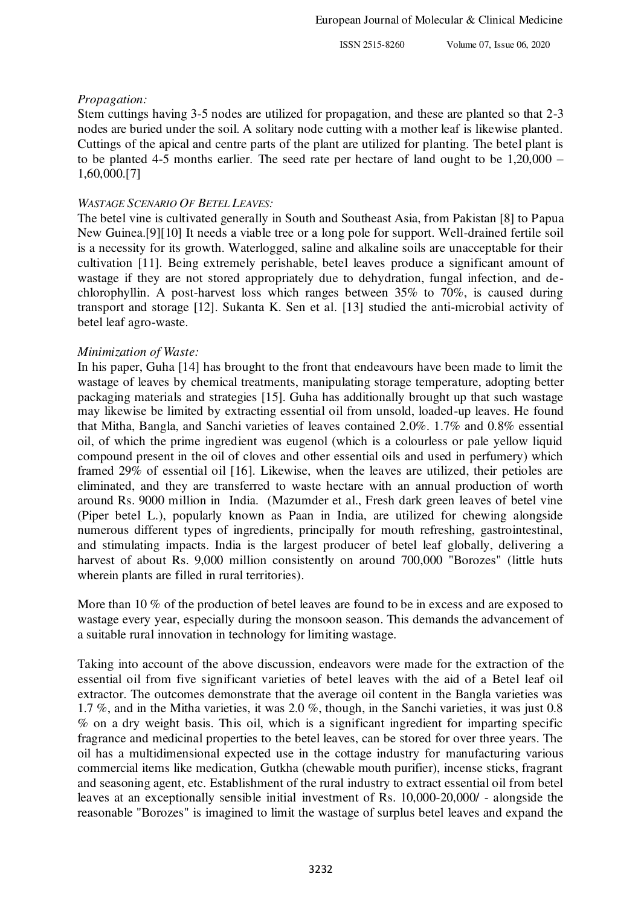*Propagation:*

Stem cuttings having 3-5 nodes are utilized for propagation, and these are planted so that 2-3 nodes are buried under the soil. A solitary node cutting with a mother leaf is likewise planted. Cuttings of the apical and centre parts of the plant are utilized for planting. The betel plant is to be planted 4-5 months earlier. The seed rate per hectare of land ought to be 1,20,000 – 1,60,000.[7]

*WASTAGE SCENARIO OF BETEL LEAVES:*

The betel vine is cultivated generally in South and Southeast Asia, from Pakistan [8] to Papua New Guinea.[9][10] It needs a viable tree or a long pole for support. Well-drained fertile soil is a necessity for its growth. Waterlogged, saline and alkaline soils are unacceptable for their cultivation [11]. Being extremely perishable, betel leaves produce a significant amount of wastage if they are not stored appropriately due to dehydration, fungal infection, and de-chlorophyllin. A post-harvest loss which ranges between 35% to 70%, is caused during transport and storage [12]. Sukanta K. Sen et al. [13] studied the anti-microbial activity of betel leaf agro-waste.

*Minimization of Waste:*

In his paper, Guha [14] has brought to the front that endeavours have been made to limit the wastage of leaves by chemical treatments, manipulating storage temperature, adopting better packaging materials and strategies [15]. Guha has additionally brought up that such wastage may likewise be limited by extracting essential oil from unsold, loaded-up leaves. He found that Mitha, Bangla, and Sanchi varieties of leaves contained 2.0%. 1.7% and 0.8% essential oil, of which the prime ingredient was eugenol (which is a colourless or pale yellow liquid compound present in the oil of cloves and other essential oils and used in perfumery) which framed 29% of essential oil [16]. Likewise, when the leaves are utilized, their petioles are eliminated, and they are transferred to waste hectare with an annual production of worth around Rs. 9000 million in India. (Mazumder et al., Fresh dark green leaves of betel vine (Piper betel L.), popularly known as Paan in India, are utilized for chewing alongside numerous different types of ingredients, principally for mouth refreshing, gastrointestinal, and stimulating impacts. India is the largest producer of betel leaf globally, delivering a harvest of about Rs. 9,000 million consistently on around 700,000 "Borozes" (little huts wherein plants are filled in rural territories).

More than 10 % of the production of betel leaves are found to be in excess and are exposed to wastage every year, especially during the monsoon season. This demands the advancement of a suitable rural innovation in technology for limiting wastage.

Taking into account of the above discussion, endeavors were made for the extraction of the essential oil from five significant varieties of betel leaves with the aid of a Betel leaf oil extractor. The outcomes demonstrate that the average oil content in the Bangla varieties was 1.7 %, and in the Mitha varieties, it was 2.0 %, though, in the Sanchi varieties, it was just 0.8 % on a dry weight basis. This oil, which is a significant ingredient for imparting specific fragrance and medicinal properties to the betel leaves, can be stored for over three years. The oil has a multidimensional expected use in the cottage industry for manufacturing various commercial items like medication, Gutkha (chewable mouth purifier), incense sticks, fragrant and seasoning agent, etc. Establishment of the rural industry to extract essential oil from betel leaves at an exceptionally sensible initial investment of Rs. 10,000-20,000/ - alongside the reasonable "Borozes" is imagined to limit the wastage of surplus betel leaves and expand the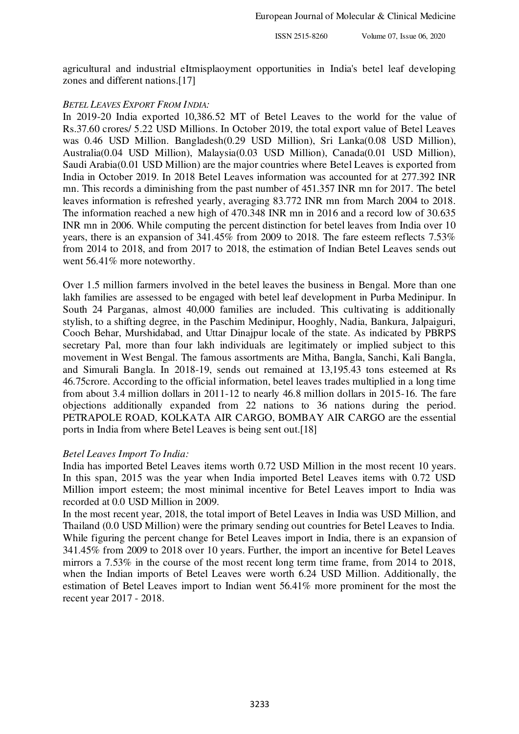agricultural and industrial eItmisplaoyment opportunities in India's betel leaf developing zones and different nations.[17]

*BETEL LEAVES EXPORT FROM INDIA:*

In 2019-20 India exported 10,386.52 MT of Betel Leaves to the world for the value of Rs.37.60 crores/ 5.22 USD Millions. In October 2019, the total export value of Betel Leaves was 0.46 USD Million. Bangladesh(0.29 USD Million), Sri Lanka(0.08 USD Million), Australia(0.04 USD Million), Malaysia(0.03 USD Million), Canada(0.01 USD Million), Saudi Arabia(0.01 USD Million) are the major countries where Betel Leaves is exported from India in October 2019. In 2018 Betel Leaves information was accounted for at 277.392 INR mn. This records a diminishing from the past number of 451.357 INR mn for 2017. The betel leaves information is refreshed yearly, averaging 83.772 INR mn from March 2004 to 2018. The information reached a new high of 470.348 INR mn in 2016 and a record low of 30.635 INR mn in 2006. While computing the percent distinction for betel leaves from India over 10 years, there is an expansion of 341.45% from 2009 to 2018. The fare esteem reflects 7.53% from 2014 to 2018, and from 2017 to 2018, the estimation of Indian Betel Leaves sends out went 56.41% more noteworthy.

Over 1.5 million farmers involved in the betel leaves the business in Bengal. More than one lakh families are assessed to be engaged with betel leaf development in Purba Medinipur. In South 24 Parganas, almost 40,000 families are included. This cultivating is additionally stylish, to a shifting degree, in the Paschim Medinipur, Hooghly, Nadia, Bankura, Jalpaiguri, Cooch Behar, Murshidabad, and Uttar Dinajpur locale of the state. As indicated by PBRPS secretary Pal, more than four lakh individuals are legitimately or implied subject to this movement in West Bengal. The famous assortments are Mitha, Bangla, Sanchi, Kali Bangla, and Simurali Bangla. In 2018-19, sends out remained at 13,195.43 tons esteemed at Rs 46.75crore. According to the official information, betel leaves trades multiplied in a long time from about 3.4 million dollars in 2011-12 to nearly 46.8 million dollars in 2015-16. The fare objections additionally expanded from 22 nations to 36 nations during the period. PETRAPOLE ROAD, KOLKATA AIR CARGO, BOMBAY AIR CARGO are the essential ports in India from where Betel Leaves is being sent out.[18]

*Betel Leaves Import To India:*

India has imported Betel Leaves items worth 0.72 USD Million in the most recent 10 years. In this span, 2015 was the year when India imported Betel Leaves items with 0.72 USD Million import esteem; the most minimal incentive for Betel Leaves import to India was recorded at 0.0 USD Million in 2009.

In the most recent year, 2018, the total import of Betel Leaves in India was USD Million, and Thailand (0.0 USD Million) were the primary sending out countries for Betel Leaves to India. While figuring the percent change for Betel Leaves import in India, there is an expansion of 341.45% from 2009 to 2018 over 10 years. Further, the import an incentive for Betel Leaves mirrors a 7.53% in the course of the most recent long term time frame, from 2014 to 2018, when the Indian imports of Betel Leaves were worth 6.24 USD Million. Additionally, the estimation of Betel Leaves import to Indian went 56.41% more prominent for the most the recent year 2017 - 2018.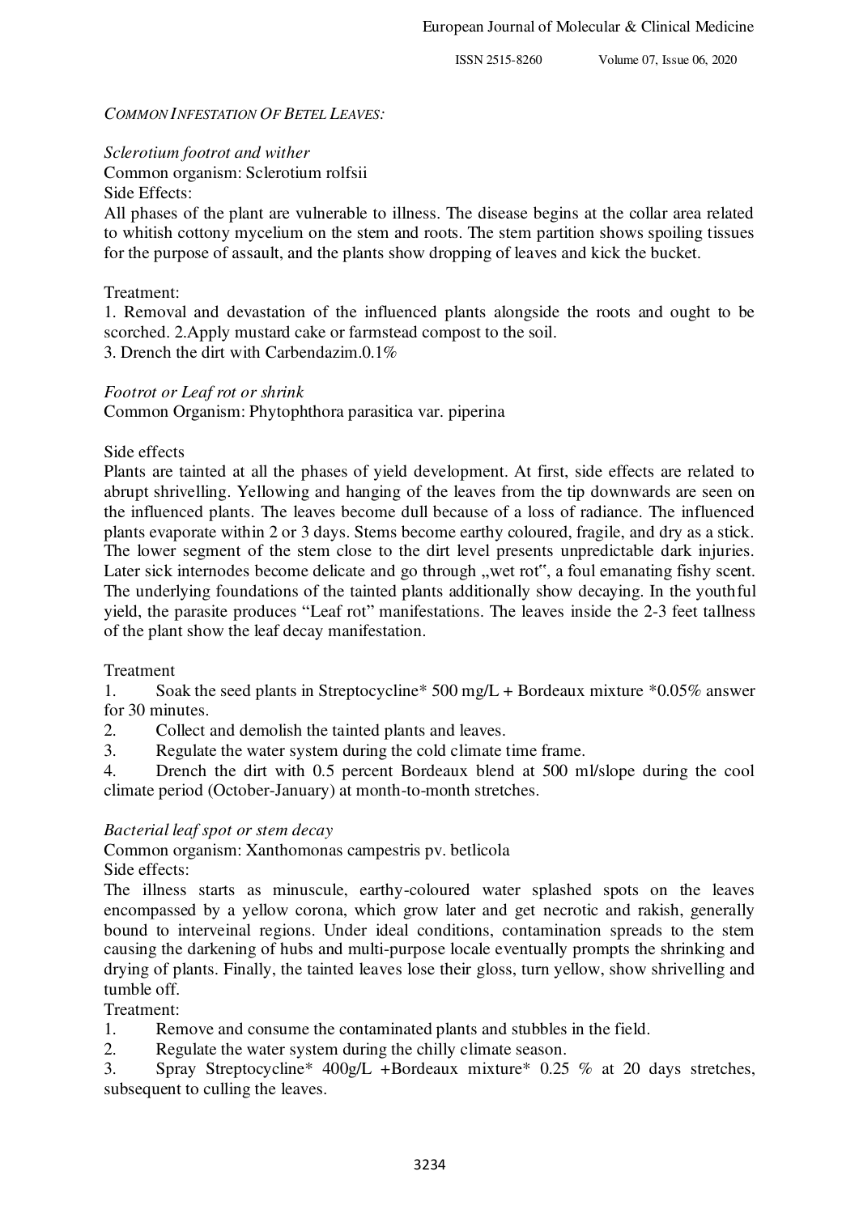*COMMON INFESTATION OF BETEL LEAVES:*

*Sclerotium footrot and wither*

Common organism: Sclerotium rolfsii

Side Effects:

All phases of the plant are vulnerable to illness. The disease begins at the collar area related to whitish cottony mycelium on the stem and roots. The stem partition shows spoiling tissues for the purpose of assault, and the plants show dropping of leaves and kick the bucket.

Treatment:

1. Removal and devastation of the influenced plants alongside the roots and ought to be scorched. 2.Apply mustard cake or farmstead compost to the soil.
3. Drench the dirt with Carbendazim.0.1%

*Footrot or Leaf rot or shrink*

Common Organism: Phytophthora parasitica var. piperina

Side effects

Plants are tainted at all the phases of yield development. At first, side effects are related to abrupt shrivelling. Yellowing and hanging of the leaves from the tip downwards are seen on the influenced plants. The leaves become dull because of a loss of radiance. The influenced plants evaporate within 2 or 3 days. Stems become earthy coloured, fragile, and dry as a stick. The lower segment of the stem close to the dirt level presents unpredictable dark injuries. Later sick internodes become delicate and go through „wet rot", a foul emanating fishy scent. The underlying foundations of the tainted plants additionally show decaying. In the youthful yield, the parasite produces "Leaf rot" manifestations. The leaves inside the 2-3 feet tallness of the plant show the leaf decay manifestation.

Treatment

1. Soak the seed plants in Streptocycline* 500 mg/L + Bordeaux mixture *0.05% answer for 30 minutes.
2. Collect and demolish the tainted plants and leaves.
3. Regulate the water system during the cold climate time frame.
4. Drench the dirt with 0.5 percent Bordeaux blend at 500 ml/slope during the cool climate period (October-January) at month-to-month stretches.

*Bacterial leaf spot or stem decay*

Common organism: Xanthomonas campestris pv. betlicola

Side effects:

The illness starts as minuscule, earthy-coloured water splashed spots on the leaves encompassed by a yellow corona, which grow later and get necrotic and rakish, generally bound to interveinal regions. Under ideal conditions, contamination spreads to the stem causing the darkening of hubs and multi-purpose locale eventually prompts the shrinking and drying of plants. Finally, the tainted leaves lose their gloss, turn yellow, show shrivelling and tumble off.

Treatment:

1. Remove and consume the contaminated plants and stubbles in the field.
2. Regulate the water system during the chilly climate season.
3. Spray Streptocycline* 400g/L +Bordeaux mixture* 0.25 % at 20 days stretches, subsequent to culling the leaves.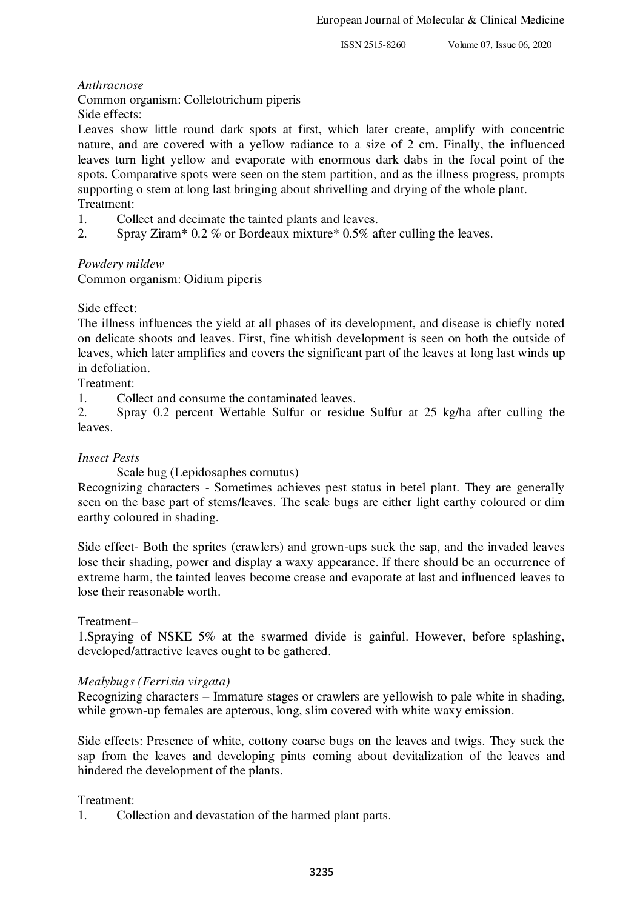*Anthracnose*

Common organism: Colletotrichum piperis

Side effects:

Leaves show little round dark spots at first, which later create, amplify with concentric nature, and are covered with a yellow radiance to a size of 2 cm. Finally, the influenced leaves turn light yellow and evaporate with enormous dark dabs in the focal point of the spots. Comparative spots were seen on the stem partition, and as the illness progress, prompts supporting o stem at long last bringing about shrivelling and drying of the whole plant.

Treatment:

1. Collect and decimate the tainted plants and leaves.
2. Spray Ziram* 0.2 % or Bordeaux mixture* 0.5% after culling the leaves.

*Powdery mildew*

Common organism: Oidium piperis

Side effect:

The illness influences the yield at all phases of its development, and disease is chiefly noted on delicate shoots and leaves. First, fine whitish development is seen on both the outside of leaves, which later amplifies and covers the significant part of the leaves at long last winds up in defoliation.

Treatment:

1. Collect and consume the contaminated leaves.
2. Spray 0.2 percent Wettable Sulfur or residue Sulfur at 25 kg/ha after culling the leaves.

*Insect Pests*

Scale bug (Lepidosaphes cornutus)

Recognizing characters - Sometimes achieves pest status in betel plant. They are generally seen on the base part of stems/leaves. The scale bugs are either light earthy coloured or dim earthy coloured in shading.

Side effect- Both the sprites (crawlers) and grown-ups suck the sap, and the invaded leaves lose their shading, power and display a waxy appearance. If there should be an occurrence of extreme harm, the tainted leaves become crease and evaporate at last and influenced leaves to lose their reasonable worth.

Treatment–

1.Spraying of NSKE 5% at the swarmed divide is gainful. However, before splashing, developed/attractive leaves ought to be gathered.

*Mealybugs (Ferrisia virgata)*

Recognizing characters – Immature stages or crawlers are yellowish to pale white in shading, while grown-up females are apterous, long, slim covered with white waxy emission.

Side effects: Presence of white, cottony coarse bugs on the leaves and twigs. They suck the sap from the leaves and developing pints coming about devitalization of the leaves and hindered the development of the plants.

Treatment:

1. Collection and devastation of the harmed plant parts.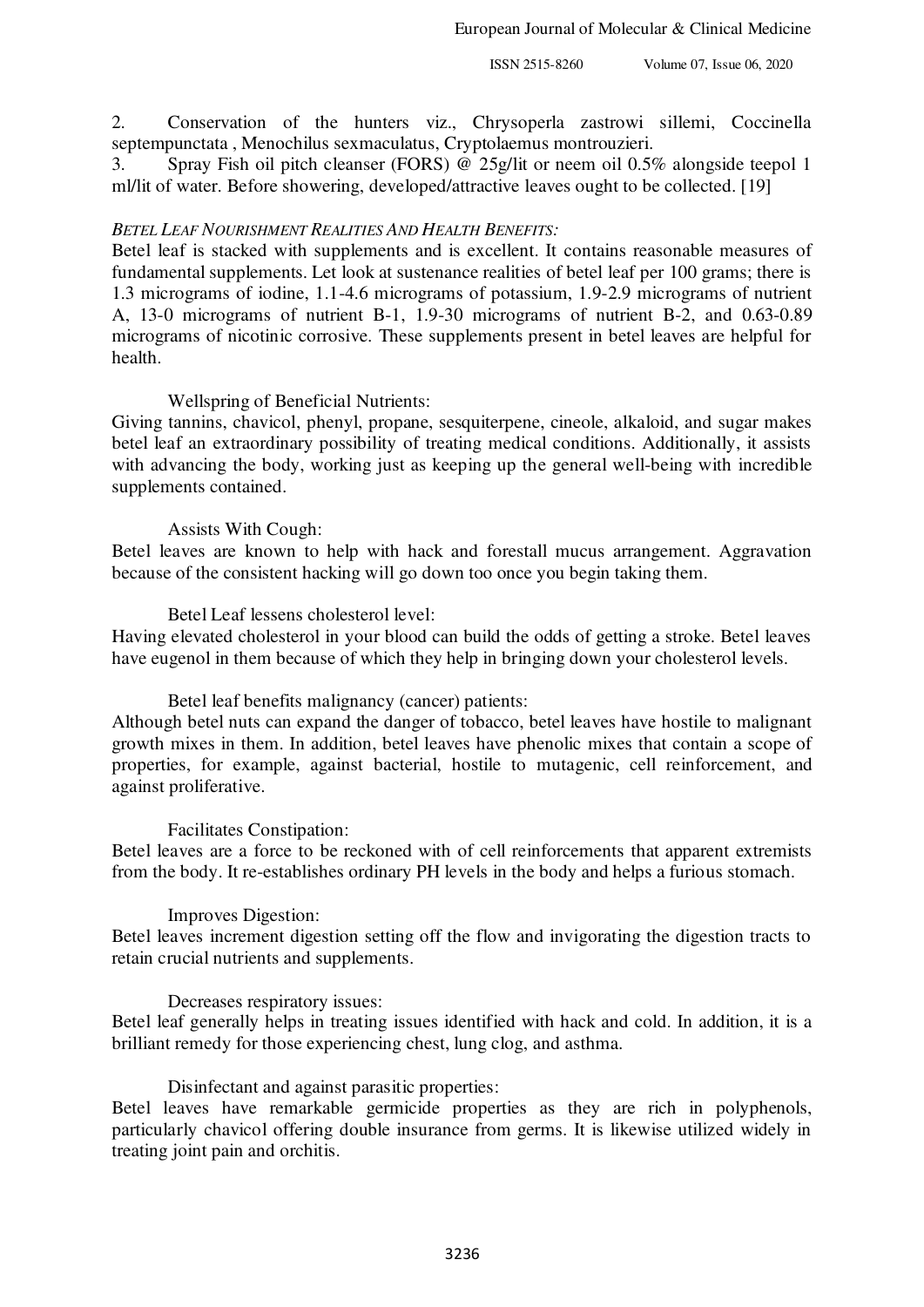2. Conservation of the hunters viz., Chrysoperla zastrowi sillemi, Coccinella septempunctata , Menochilus sexmaculatus, Cryptolaemus montrouzieri.
3. Spray Fish oil pitch cleanser (FORS) @ 25g/lit or neem oil 0.5% alongside teepol 1 ml/lit of water. Before showering, developed/attractive leaves ought to be collected. [19]

*BETEL LEAF NOURISHMENT REALITIES AND HEALTH BENEFITS:*

Betel leaf is stacked with supplements and is excellent. It contains reasonable measures of fundamental supplements. Let look at sustenance realities of betel leaf per 100 grams; there is 1.3 micrograms of iodine, 1.1-4.6 micrograms of potassium, 1.9-2.9 micrograms of nutrient A, 13-0 micrograms of nutrient B-1, 1.9-30 micrograms of nutrient B-2, and 0.63-0.89 micrograms of nicotinic corrosive. These supplements present in betel leaves are helpful for health.

Wellspring of Beneficial Nutrients:

Giving tannins, chavicol, phenyl, propane, sesquiterpene, cineole, alkaloid, and sugar makes betel leaf an extraordinary possibility of treating medical conditions. Additionally, it assists with advancing the body, working just as keeping up the general well-being with incredible supplements contained.

Assists With Cough:

Betel leaves are known to help with hack and forestall mucus arrangement. Aggravation because of the consistent hacking will go down too once you begin taking them.

Betel Leaf lessens cholesterol level:

Having elevated cholesterol in your blood can build the odds of getting a stroke. Betel leaves have eugenol in them because of which they help in bringing down your cholesterol levels.

Betel leaf benefits malignancy (cancer) patients:

Although betel nuts can expand the danger of tobacco, betel leaves have hostile to malignant growth mixes in them. In addition, betel leaves have phenolic mixes that contain a scope of properties, for example, against bacterial, hostile to mutagenic, cell reinforcement, and against proliferative.

Facilitates Constipation:

Betel leaves are a force to be reckoned with of cell reinforcements that apparent extremists from the body. It re-establishes ordinary PH levels in the body and helps a furious stomach.

Improves Digestion:

Betel leaves increment digestion setting off the flow and invigorating the digestion tracts to retain crucial nutrients and supplements.

Decreases respiratory issues:

Betel leaf generally helps in treating issues identified with hack and cold. In addition, it is a brilliant remedy for those experiencing chest, lung clog, and asthma.

Disinfectant and against parasitic properties:

Betel leaves have remarkable germicide properties as they are rich in polyphenols, particularly chavicol offering double insurance from germs. It is likewise utilized widely in treating joint pain and orchitis.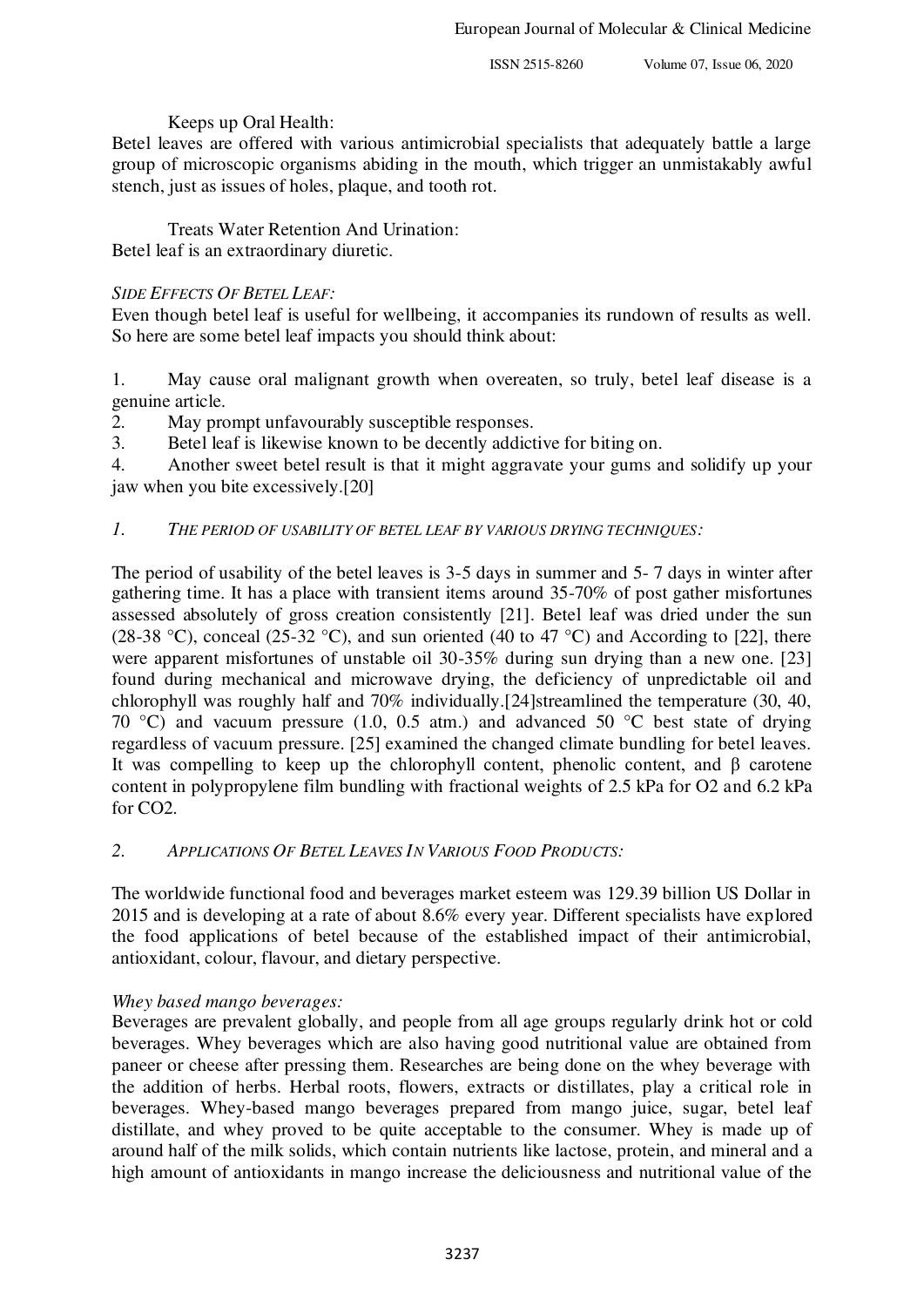Keeps up Oral Health:
Betel leaves are offered with various antimicrobial specialists that adequately battle a large group of microscopic organisms abiding in the mouth, which trigger an unmistakably awful stench, just as issues of holes, plaque, and tooth rot.

Treats Water Retention And Urination:
Betel leaf is an extraordinary diuretic.

*SIDE EFFECTS OF BETEL LEAF:*
Even though betel leaf is useful for wellbeing, it accompanies its rundown of results as well. So here are some betel leaf impacts you should think about:

1. May cause oral malignant growth when overeaten, so truly, betel leaf disease is a genuine article.
2. May prompt unfavourably susceptible responses.
3. Betel leaf is likewise known to be decently addictive for biting on.
4. Another sweet betel result is that it might aggravate your gums and solidify up your jaw when you bite excessively.[20]

*1. THE PERIOD OF USABILITY OF BETEL LEAF BY VARIOUS DRYING TECHNIQUES:*

The period of usability of the betel leaves is 3-5 days in summer and 5- 7 days in winter after gathering time. It has a place with transient items around 35-70% of post gather misfortunes assessed absolutely of gross creation consistently [21]. Betel leaf was dried under the sun (28-38 °C), conceal (25-32 °C), and sun oriented (40 to 47 °C) and According to [22], there were apparent misfortunes of unstable oil 30-35% during sun drying than a new one. [23] found during mechanical and microwave drying, the deficiency of unpredictable oil and chlorophyll was roughly half and 70% individually.[24]streamlined the temperature (30, 40, 70 °C) and vacuum pressure (1.0, 0.5 atm.) and advanced 50 °C best state of drying regardless of vacuum pressure. [25] examined the changed climate bundling for betel leaves. It was compelling to keep up the chlorophyll content, phenolic content, and β carotene content in polypropylene film bundling with fractional weights of 2.5 kPa for $O_2$ and 6.2 kPa for $CO_2$.

*2. APPLICATIONS OF BETEL LEAVES IN VARIOUS FOOD PRODUCTS:*

The worldwide functional food and beverages market esteem was 129.39 billion US Dollar in 2015 and is developing at a rate of about 8.6% every year. Different specialists have explored the food applications of betel because of the established impact of their antimicrobial, antioxidant, colour, flavour, and dietary perspective.

*Whey based mango beverages:*
Beverages are prevalent globally, and people from all age groups regularly drink hot or cold beverages. Whey beverages which are also having good nutritional value are obtained from paneer or cheese after pressing them. Researches are being done on the whey beverage with the addition of herbs. Herbal roots, flowers, extracts or distillates, play a critical role in beverages. Whey-based mango beverages prepared from mango juice, sugar, betel leaf distillate, and whey proved to be quite acceptable to the consumer. Whey is made up of around half of the milk solids, which contain nutrients like lactose, protein, and mineral and a high amount of antioxidants in mango increase the deliciousness and nutritional value of the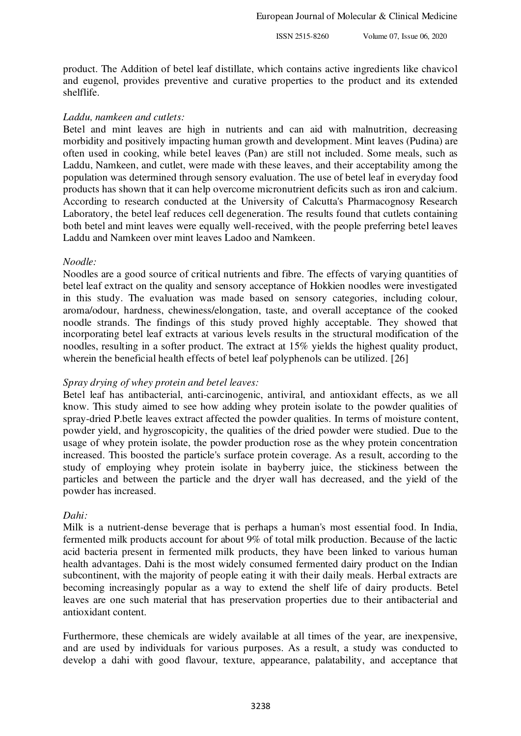product. The Addition of betel leaf distillate, which contains active ingredients like chavicol and eugenol, provides preventive and curative properties to the product and its extended shelflife.

*Laddu, namkeen and cutlets:*

Betel and mint leaves are high in nutrients and can aid with malnutrition, decreasing morbidity and positively impacting human growth and development. Mint leaves (Pudina) are often used in cooking, while betel leaves (Pan) are still not included. Some meals, such as Laddu, Namkeen, and cutlet, were made with these leaves, and their acceptability among the population was determined through sensory evaluation. The use of betel leaf in everyday food products has shown that it can help overcome micronutrient deficits such as iron and calcium. According to research conducted at the University of Calcutta's Pharmacognosy Research Laboratory, the betel leaf reduces cell degeneration. The results found that cutlets containing both betel and mint leaves were equally well-received, with the people preferring betel leaves Laddu and Namkeen over mint leaves Ladoo and Namkeen.

*Noodle:*

Noodles are a good source of critical nutrients and fibre. The effects of varying quantities of betel leaf extract on the quality and sensory acceptance of Hokkien noodles were investigated in this study. The evaluation was made based on sensory categories, including colour, aroma/odour, hardness, chewiness/elongation, taste, and overall acceptance of the cooked noodle strands. The findings of this study proved highly acceptable. They showed that incorporating betel leaf extracts at various levels results in the structural modification of the noodles, resulting in a softer product. The extract at 15% yields the highest quality product, wherein the beneficial health effects of betel leaf polyphenols can be utilized. [26]

*Spray drying of whey protein and betel leaves:*

Betel leaf has antibacterial, anti-carcinogenic, antiviral, and antioxidant effects, as we all know. This study aimed to see how adding whey protein isolate to the powder qualities of spray-dried P.betle leaves extract affected the powder qualities. In terms of moisture content, powder yield, and hygroscopicity, the qualities of the dried powder were studied. Due to the usage of whey protein isolate, the powder production rose as the whey protein concentration increased. This boosted the particle's surface protein coverage. As a result, according to the study of employing whey protein isolate in bayberry juice, the stickiness between the particles and between the particle and the dryer wall has decreased, and the yield of the powder has increased.

*Dahi:*

Milk is a nutrient-dense beverage that is perhaps a human's most essential food. In India, fermented milk products account for about 9% of total milk production. Because of the lactic acid bacteria present in fermented milk products, they have been linked to various human health advantages. Dahi is the most widely consumed fermented dairy product on the Indian subcontinent, with the majority of people eating it with their daily meals. Herbal extracts are becoming increasingly popular as a way to extend the shelf life of dairy products. Betel leaves are one such material that has preservation properties due to their antibacterial and antioxidant content.

Furthermore, these chemicals are widely available at all times of the year, are inexpensive, and are used by individuals for various purposes. As a result, a study was conducted to develop a dahi with good flavour, texture, appearance, palatability, and acceptance that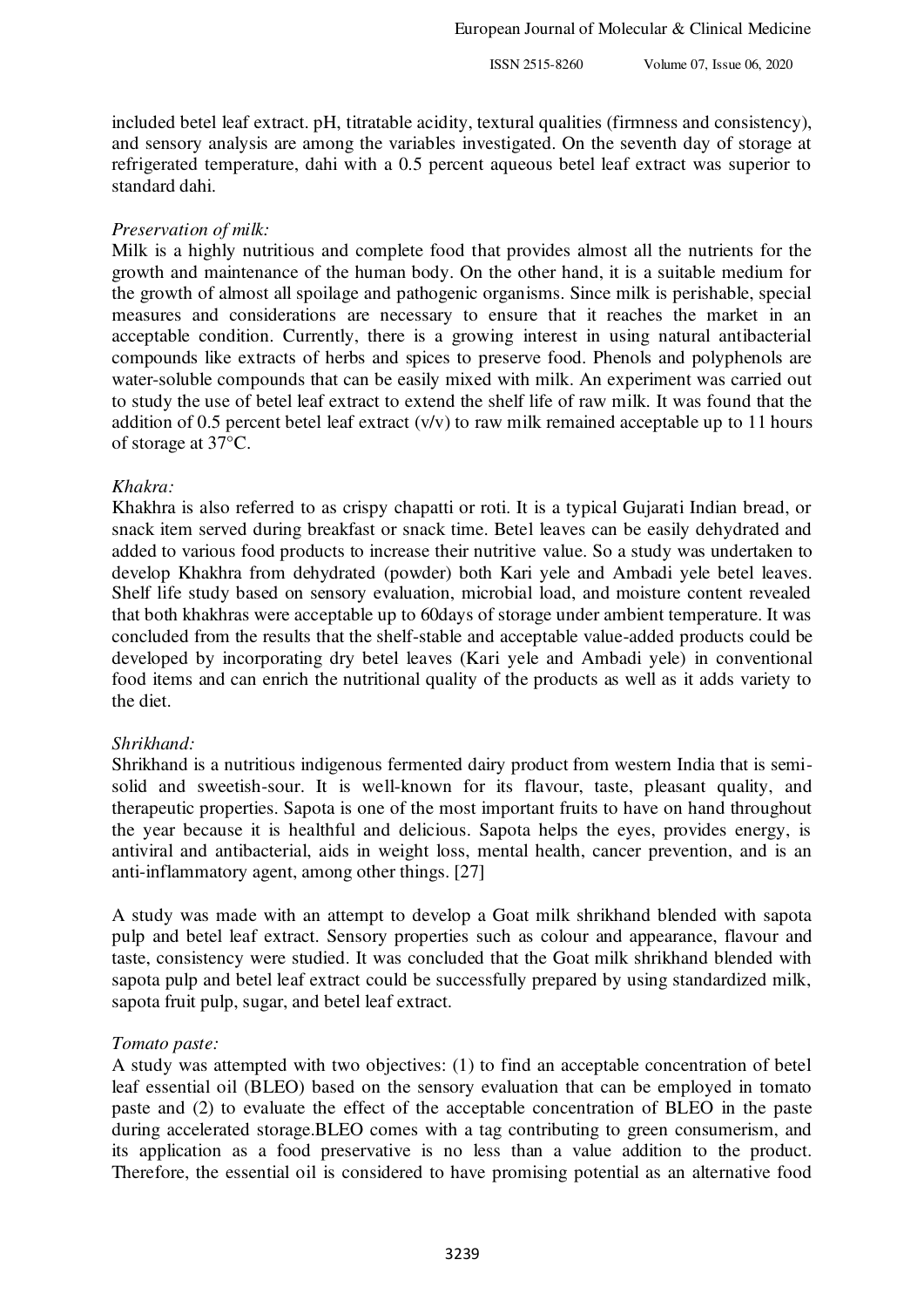included betel leaf extract. pH, titratable acidity, textural qualities (firmness and consistency), and sensory analysis are among the variables investigated. On the seventh day of storage at refrigerated temperature, dahi with a 0.5 percent aqueous betel leaf extract was superior to standard dahi.

*Preservation of milk:*

Milk is a highly nutritious and complete food that provides almost all the nutrients for the growth and maintenance of the human body. On the other hand, it is a suitable medium for the growth of almost all spoilage and pathogenic organisms. Since milk is perishable, special measures and considerations are necessary to ensure that it reaches the market in an acceptable condition. Currently, there is a growing interest in using natural antibacterial compounds like extracts of herbs and spices to preserve food. Phenols and polyphenols are water-soluble compounds that can be easily mixed with milk. An experiment was carried out to study the use of betel leaf extract to extend the shelf life of raw milk. It was found that the addition of 0.5 percent betel leaf extract (v/v) to raw milk remained acceptable up to 11 hours of storage at 37°C.

*Khakra:*

Khakhra is also referred to as crispy chapatti or roti. It is a typical Gujarati Indian bread, or snack item served during breakfast or snack time. Betel leaves can be easily dehydrated and added to various food products to increase their nutritive value. So a study was undertaken to develop Khakhra from dehydrated (powder) both Kari yele and Ambadi yele betel leaves. Shelf life study based on sensory evaluation, microbial load, and moisture content revealed that both khakhras were acceptable up to 60days of storage under ambient temperature. It was concluded from the results that the shelf-stable and acceptable value-added products could be developed by incorporating dry betel leaves (Kari yele and Ambadi yele) in conventional food items and can enrich the nutritional quality of the products as well as it adds variety to the diet.

*Shrikhand:*

Shrikhand is a nutritious indigenous fermented dairy product from western India that is semi-solid and sweetish-sour. It is well-known for its flavour, taste, pleasant quality, and therapeutic properties. Sapota is one of the most important fruits to have on hand throughout the year because it is healthful and delicious. Sapota helps the eyes, provides energy, is antiviral and antibacterial, aids in weight loss, mental health, cancer prevention, and is an anti-inflammatory agent, among other things. [27]

A study was made with an attempt to develop a Goat milk shrikhand blended with sapota pulp and betel leaf extract. Sensory properties such as colour and appearance, flavour and taste, consistency were studied. It was concluded that the Goat milk shrikhand blended with sapota pulp and betel leaf extract could be successfully prepared by using standardized milk, sapota fruit pulp, sugar, and betel leaf extract.

*Tomato paste:*

A study was attempted with two objectives: (1) to find an acceptable concentration of betel leaf essential oil (BLEO) based on the sensory evaluation that can be employed in tomato paste and (2) to evaluate the effect of the acceptable concentration of BLEO in the paste during accelerated storage.BLEO comes with a tag contributing to green consumerism, and its application as a food preservative is no less than a value addition to the product. Therefore, the essential oil is considered to have promising potential as an alternative food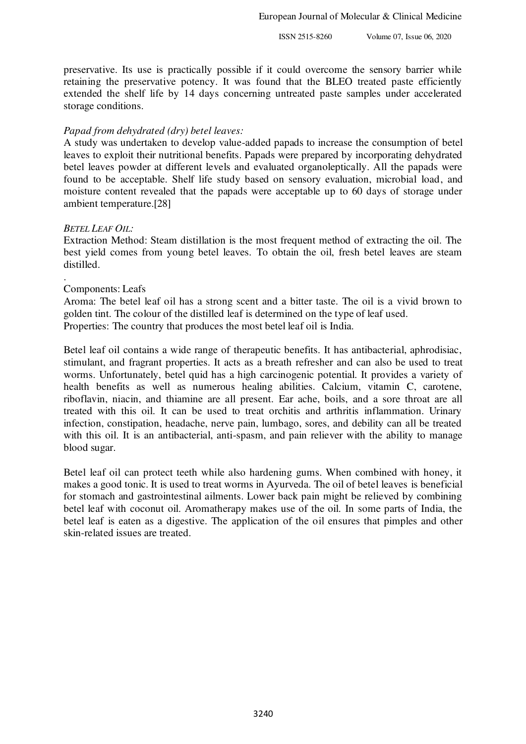preservative. Its use is practically possible if it could overcome the sensory barrier while retaining the preservative potency. It was found that the BLEO treated paste efficiently extended the shelf life by 14 days concerning untreated paste samples under accelerated storage conditions.

*Papad from dehydrated (dry) betel leaves:*

A study was undertaken to develop value-added papads to increase the consumption of betel leaves to exploit their nutritional benefits. Papads were prepared by incorporating dehydrated betel leaves powder at different levels and evaluated organoleptically. All the papads were found to be acceptable. Shelf life study based on sensory evaluation, microbial load, and moisture content revealed that the papads were acceptable up to 60 days of storage under ambient temperature.[28]

*BETEL LEAF OIL:*

Extraction Method: Steam distillation is the most frequent method of extracting the oil. The best yield comes from young betel leaves. To obtain the oil, fresh betel leaves are steam distilled.

.

Components: Leafs

Aroma: The betel leaf oil has a strong scent and a bitter taste. The oil is a vivid brown to golden tint. The colour of the distilled leaf is determined on the type of leaf used.

Properties: The country that produces the most betel leaf oil is India.

Betel leaf oil contains a wide range of therapeutic benefits. It has antibacterial, aphrodisiac, stimulant, and fragrant properties. It acts as a breath refresher and can also be used to treat worms. Unfortunately, betel quid has a high carcinogenic potential. It provides a variety of health benefits as well as numerous healing abilities. Calcium, vitamin C, carotene, riboflavin, niacin, and thiamine are all present. Ear ache, boils, and a sore throat are all treated with this oil. It can be used to treat orchitis and arthritis inflammation. Urinary infection, constipation, headache, nerve pain, lumbago, sores, and debility can all be treated with this oil. It is an antibacterial, anti-spasm, and pain reliever with the ability to manage blood sugar.

Betel leaf oil can protect teeth while also hardening gums. When combined with honey, it makes a good tonic. It is used to treat worms in Ayurveda. The oil of betel leaves is beneficial for stomach and gastrointestinal ailments. Lower back pain might be relieved by combining betel leaf with coconut oil. Aromatherapy makes use of the oil. In some parts of India, the betel leaf is eaten as a digestive. The application of the oil ensures that pimples and other skin-related issues are treated.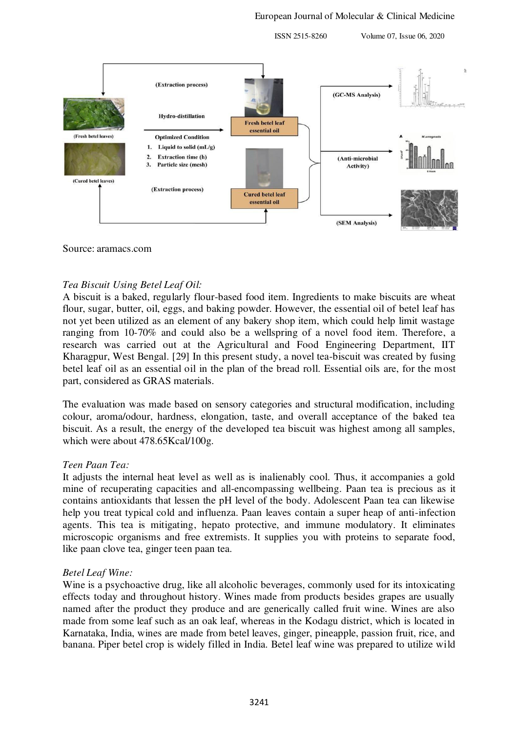Source: aramacs.com

*Tea Biscuit Using Betel Leaf Oil:*

A biscuit is a baked, regularly flour-based food item. Ingredients to make biscuits are wheat flour, sugar, butter, oil, eggs, and baking powder. However, the essential oil of betel leaf has not yet been utilized as an element of any bakery shop item, which could help limit wastage ranging from 10-70% and could also be a wellspring of a novel food item. Therefore, a research was carried out at the Agricultural and Food Engineering Department, IIT Kharagpur, West Bengal. [29] In this present study, a novel tea-biscuit was created by fusing betel leaf oil as an essential oil in the plan of the bread roll. Essential oils are, for the most part, considered as GRAS materials.

The evaluation was made based on sensory categories and structural modification, including colour, aroma/odour, hardness, elongation, taste, and overall acceptance of the baked tea biscuit. As a result, the energy of the developed tea biscuit was highest among all samples, which were about 478.65Kcal/100g.

*Teen Paan Tea:*

It adjusts the internal heat level as well as is inalienably cool. Thus, it accompanies a gold mine of recuperating capacities and all-encompassing wellbeing. Paan tea is precious as it contains antioxidants that lessen the pH level of the body. Adolescent Paan tea can likewise help you treat typical cold and influenza. Paan leaves contain a super heap of anti-infection agents. This tea is mitigating, hepato protective, and immune modulatory. It eliminates microscopic organisms and free extremists. It supplies you with proteins to separate food, like paan clove tea, ginger teen paan tea.

*Betel Leaf Wine:*

Wine is a psychoactive drug, like all alcoholic beverages, commonly used for its intoxicating effects today and throughout history. Wines made from products besides grapes are usually named after the product they produce and are generically called fruit wine. Wines are also made from some leaf such as an oak leaf, whereas in the Kodagu district, which is located in Karnataka, India, wines are made from betel leaves, ginger, pineapple, passion fruit, rice, and banana. Piper betel crop is widely filled in India. Betel leaf wine was prepared to utilize wild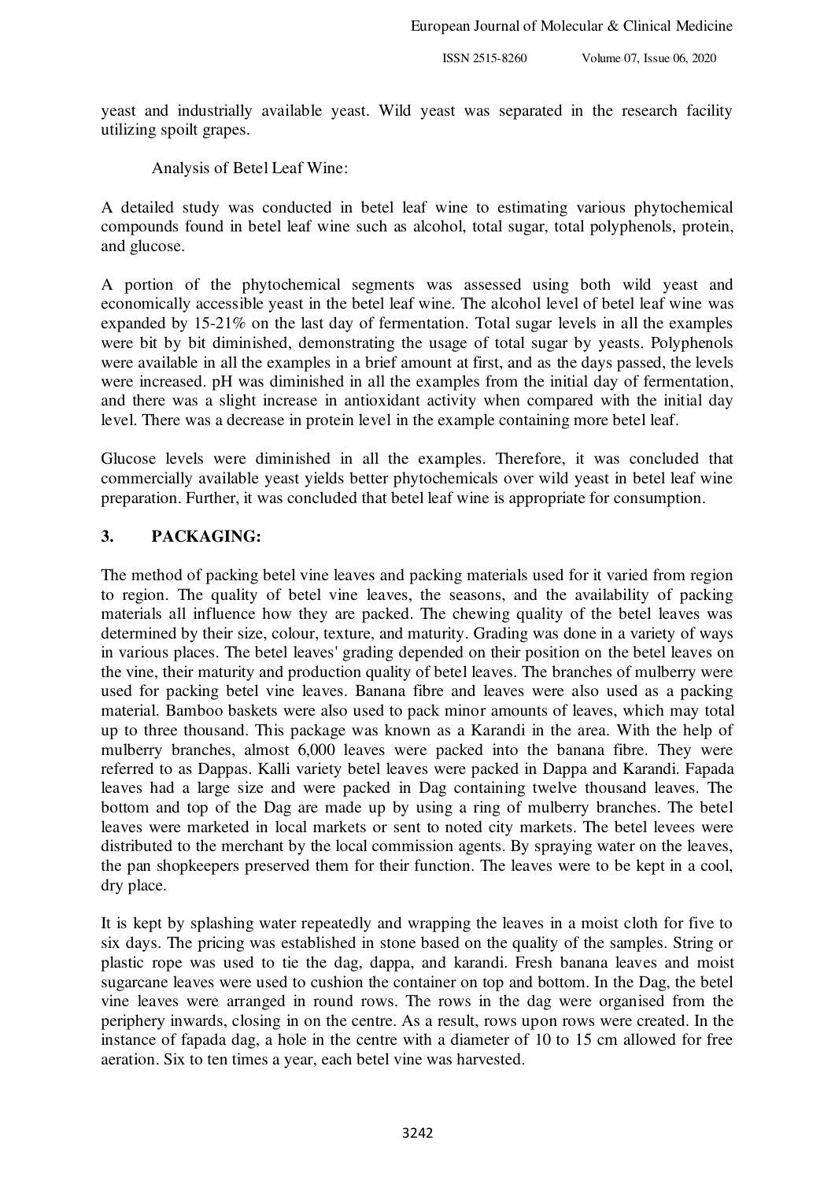yeast and industrially available yeast. Wild yeast was separated in the research facility utilizing spoilt grapes.

Analysis of Betel Leaf Wine:

A detailed study was conducted in betel leaf wine to estimating various phytochemical compounds found in betel leaf wine such as alcohol, total sugar, total polyphenols, protein, and glucose.

A portion of the phytochemical segments was assessed using both wild yeast and economically accessible yeast in the betel leaf wine. The alcohol level of betel leaf wine was expanded by 15-21% on the last day of fermentation. Total sugar levels in all the examples were bit by bit diminished, demonstrating the usage of total sugar by yeasts. Polyphenols were available in all the examples in a brief amount at first, and as the days passed, the levels were increased. pH was diminished in all the examples from the initial day of fermentation, and there was a slight increase in antioxidant activity when compared with the initial day level. There was a decrease in protein level in the example containing more betel leaf.

Glucose levels were diminished in all the examples. Therefore, it was concluded that commercially available yeast yields better phytochemicals over wild yeast in betel leaf wine preparation. Further, it was concluded that betel leaf wine is appropriate for consumption.

## 3. PACKAGING:

The method of packing betel vine leaves and packing materials used for it varied from region to region. The quality of betel vine leaves, the seasons, and the availability of packing materials all influence how they are packed. The chewing quality of the betel leaves was determined by their size, colour, texture, and maturity. Grading was done in a variety of ways in various places. The betel leaves' grading depended on their position on the betel leaves on the vine, their maturity and production quality of betel leaves. The branches of mulberry were used for packing betel vine leaves. Banana fibre and leaves were also used as a packing material. Bamboo baskets were also used to pack minor amounts of leaves, which may total up to three thousand. This package was known as a Karandi in the area. With the help of mulberry branches, almost 6,000 leaves were packed into the banana fibre. They were referred to as Dappas. Kalli variety betel leaves were packed in Dappa and Karandi. Fapada leaves had a large size and were packed in Dag containing twelve thousand leaves. The bottom and top of the Dag are made up by using a ring of mulberry branches. The betel leaves were marketed in local markets or sent to noted city markets. The betel levees were distributed to the merchant by the local commission agents. By spraying water on the leaves, the pan shopkeepers preserved them for their function. The leaves were to be kept in a cool, dry place.

It is kept by splashing water repeatedly and wrapping the leaves in a moist cloth for five to six days. The pricing was established in stone based on the quality of the samples. String or plastic rope was used to tie the dag, dappa, and karandi. Fresh banana leaves and moist sugarcane leaves were used to cushion the container on top and bottom. In the Dag, the betel vine leaves were arranged in round rows. The rows in the dag were organised from the periphery inwards, closing in on the centre. As a result, rows upon rows were created. In the instance of fapada dag, a hole in the centre with a diameter of 10 to 15 cm allowed for free aeration. Six to ten times a year, each betel vine was harvested.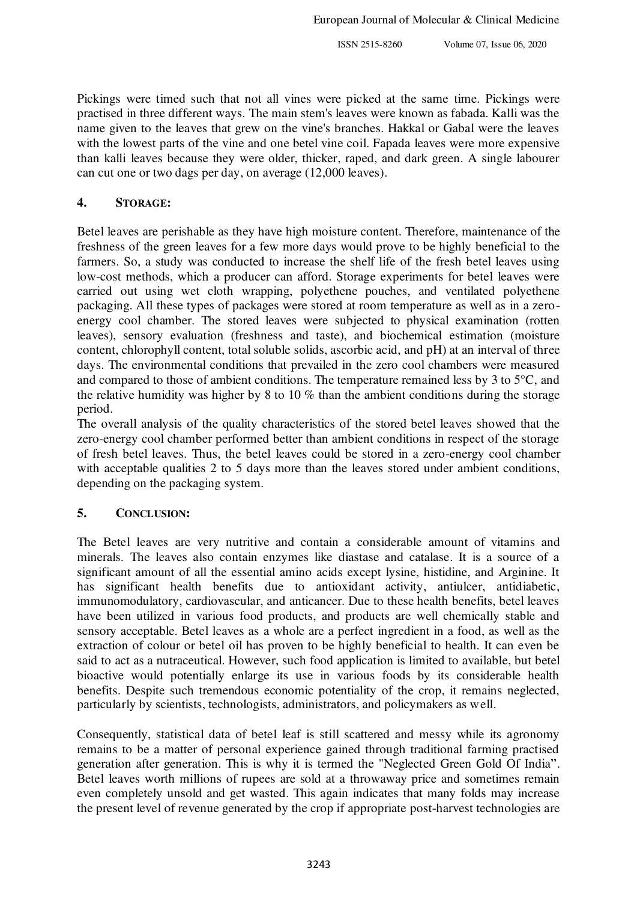Pickings were timed such that not all vines were picked at the same time. Pickings were practised in three different ways. The main stem's leaves were known as fabada. Kalli was the name given to the leaves that grew on the vine's branches. Hakkal or Gabal were the leaves with the lowest parts of the vine and one betel vine coil. Fapada leaves were more expensive than kalli leaves because they were older, thicker, raped, and dark green. A single labourer can cut one or two dags per day, on average (12,000 leaves).

## 4. STORAGE:

Betel leaves are perishable as they have high moisture content. Therefore, maintenance of the freshness of the green leaves for a few more days would prove to be highly beneficial to the farmers. So, a study was conducted to increase the shelf life of the fresh betel leaves using low-cost methods, which a producer can afford. Storage experiments for betel leaves were carried out using wet cloth wrapping, polyethene pouches, and ventilated polyethene packaging. All these types of packages were stored at room temperature as well as in a zero-energy cool chamber. The stored leaves were subjected to physical examination (rotten leaves), sensory evaluation (freshness and taste), and biochemical estimation (moisture content, chlorophyll content, total soluble solids, ascorbic acid, and pH) at an interval of three days. The environmental conditions that prevailed in the zero cool chambers were measured and compared to those of ambient conditions. The temperature remained less by 3 to 5°C, and the relative humidity was higher by 8 to 10 % than the ambient conditions during the storage period.

The overall analysis of the quality characteristics of the stored betel leaves showed that the zero-energy cool chamber performed better than ambient conditions in respect of the storage of fresh betel leaves. Thus, the betel leaves could be stored in a zero-energy cool chamber with acceptable qualities 2 to 5 days more than the leaves stored under ambient conditions, depending on the packaging system.

## 5. CONCLUSION:

The Betel leaves are very nutritive and contain a considerable amount of vitamins and minerals. The leaves also contain enzymes like diastase and catalase. It is a source of a significant amount of all the essential amino acids except lysine, histidine, and Arginine. It has significant health benefits due to antioxidant activity, antiulcer, antidiabetic, immunomodulatory, cardiovascular, and anticancer. Due to these health benefits, betel leaves have been utilized in various food products, and products are well chemically stable and sensory acceptable. Betel leaves as a whole are a perfect ingredient in a food, as well as the extraction of colour or betel oil has proven to be highly beneficial to health. It can even be said to act as a nutraceutical. However, such food application is limited to available, but betel bioactive would potentially enlarge its use in various foods by its considerable health benefits. Despite such tremendous economic potentiality of the crop, it remains neglected, particularly by scientists, technologists, administrators, and policymakers as well.

Consequently, statistical data of betel leaf is still scattered and messy while its agronomy remains to be a matter of personal experience gained through traditional farming practised generation after generation. This is why it is termed the "Neglected Green Gold Of India". Betel leaves worth millions of rupees are sold at a throwaway price and sometimes remain even completely unsold and get wasted. This again indicates that many folds may increase the present level of revenue generated by the crop if appropriate post-harvest technologies are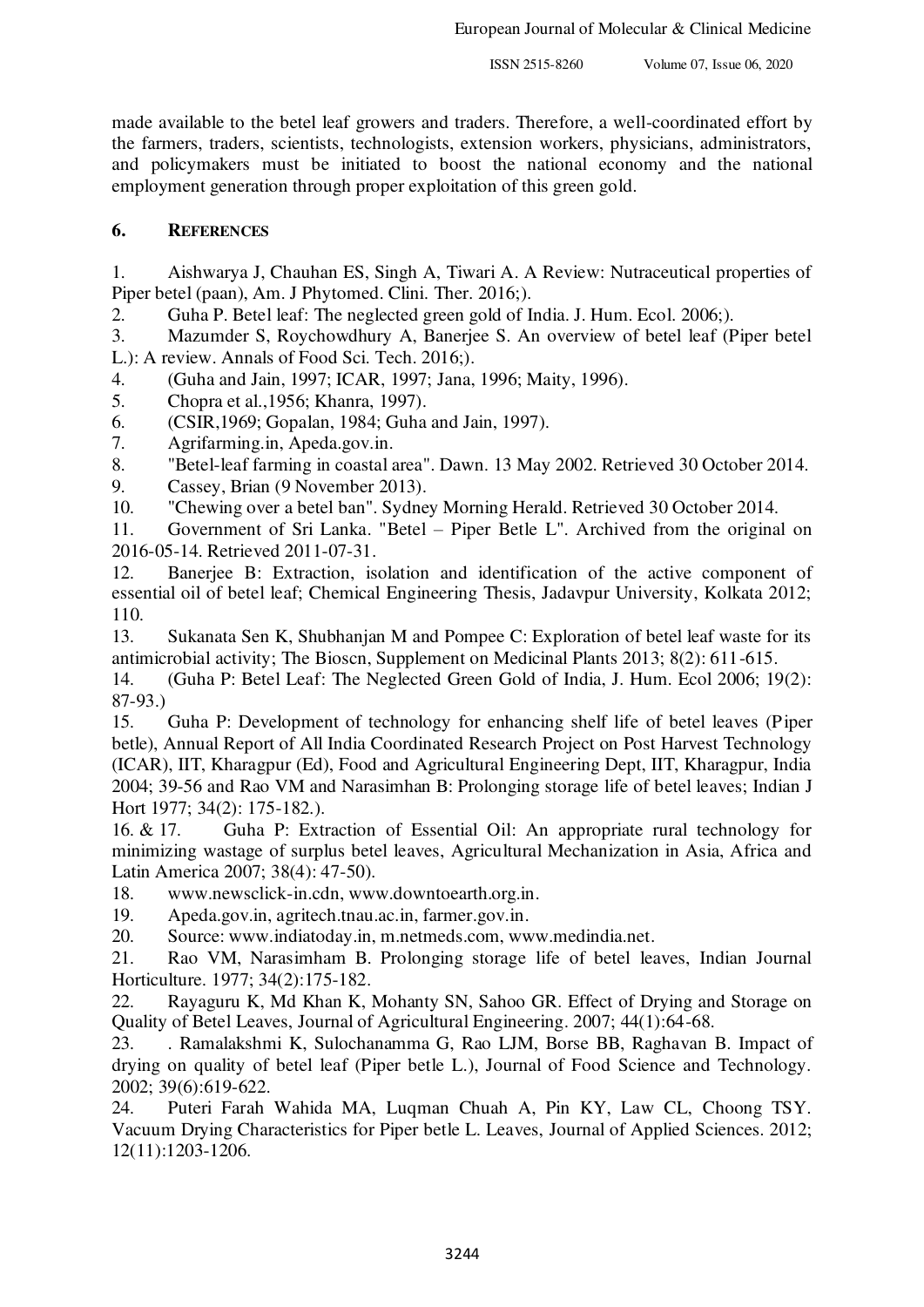made available to the betel leaf growers and traders. Therefore, a well-coordinated effort by the farmers, traders, scientists, technologists, extension workers, physicians, administrators, and policymakers must be initiated to boost the national economy and the national employment generation through proper exploitation of this green gold.

## 6. REFERENCES

1. Aishwarya J, Chauhan ES, Singh A, Tiwari A. A Review: Nutraceutical properties of Piper betel (paan), Am. J Phytomed. Clini. Ther. 2016;).
2. Guha P. Betel leaf: The neglected green gold of India. J. Hum. Ecol. 2006;).
3. Mazumder S, Roychowdhury A, Banerjee S. An overview of betel leaf (Piper betel L.): A review. Annals of Food Sci. Tech. 2016;).
4. (Guha and Jain, 1997; ICAR, 1997; Jana, 1996; Maity, 1996).
5. Chopra et al.,1956; Khanra, 1997).
6. (CSIR,1969; Gopalan, 1984; Guha and Jain, 1997).
7. Agrifarming.in, Apeda.gov.in.
8. "Betel-leaf farming in coastal area". Dawn. 13 May 2002. Retrieved 30 October 2014.
9. Cassey, Brian (9 November 2013).
10. "Chewing over a betel ban". Sydney Morning Herald. Retrieved 30 October 2014.
11. Government of Sri Lanka. "Betel – Piper Betle L". Archived from the original on 2016-05-14. Retrieved 2011-07-31.
12. Banerjee B: Extraction, isolation and identification of the active component of essential oil of betel leaf; Chemical Engineering Thesis, Jadavpur University, Kolkata 2012; 110.
13. Sukanata Sen K, Shubhanjan M and Pompee C: Exploration of betel leaf waste for its antimicrobial activity; The Bioscn, Supplement on Medicinal Plants 2013; 8(2): 611-615.
14. (Guha P: Betel Leaf: The Neglected Green Gold of India, J. Hum. Ecol 2006; 19(2): 87-93.)
15. Guha P: Development of technology for enhancing shelf life of betel leaves (Piper betle), Annual Report of All India Coordinated Research Project on Post Harvest Technology (ICAR), IIT, Kharagpur (Ed), Food and Agricultural Engineering Dept, IIT, Kharagpur, India 2004; 39-56 and Rao VM and Narasimhan B: Prolonging storage life of betel leaves; Indian J Hort 1977; 34(2): 175-182.).

16. & 17. Guha P: Extraction of Essential Oil: An appropriate rural technology for minimizing wastage of surplus betel leaves, Agricultural Mechanization in Asia, Africa and Latin America 2007; 38(4): 47-50).

18. www.newsclick-in.cdn, www.downtoearth.org.in.
19. Apeda.gov.in, agritech.tnau.ac.in, farmer.gov.in.
20. Source: www.indiatoday.in, m.netmeds.com, www.medindia.net.
21. Rao VM, Narasimham B. Prolonging storage life of betel leaves, Indian Journal Horticulture. 1977; 34(2):175-182.
22. Rayaguru K, Md Khan K, Mohanty SN, Sahoo GR. Effect of Drying and Storage on Quality of Betel Leaves, Journal of Agricultural Engineering. 2007; 44(1):64-68.
23. . Ramalakshmi K, Sulochanamma G, Rao LJM, Borse BB, Raghavan B. Impact of drying on quality of betel leaf (Piper betle L.), Journal of Food Science and Technology. 2002; 39(6):619-622.
24. Puteri Farah Wahida MA, Luqman Chuah A, Pin KY, Law CL, Choong TSY. Vacuum Drying Characteristics for Piper betle L. Leaves, Journal of Applied Sciences. 2012; 12(11):1203-1206.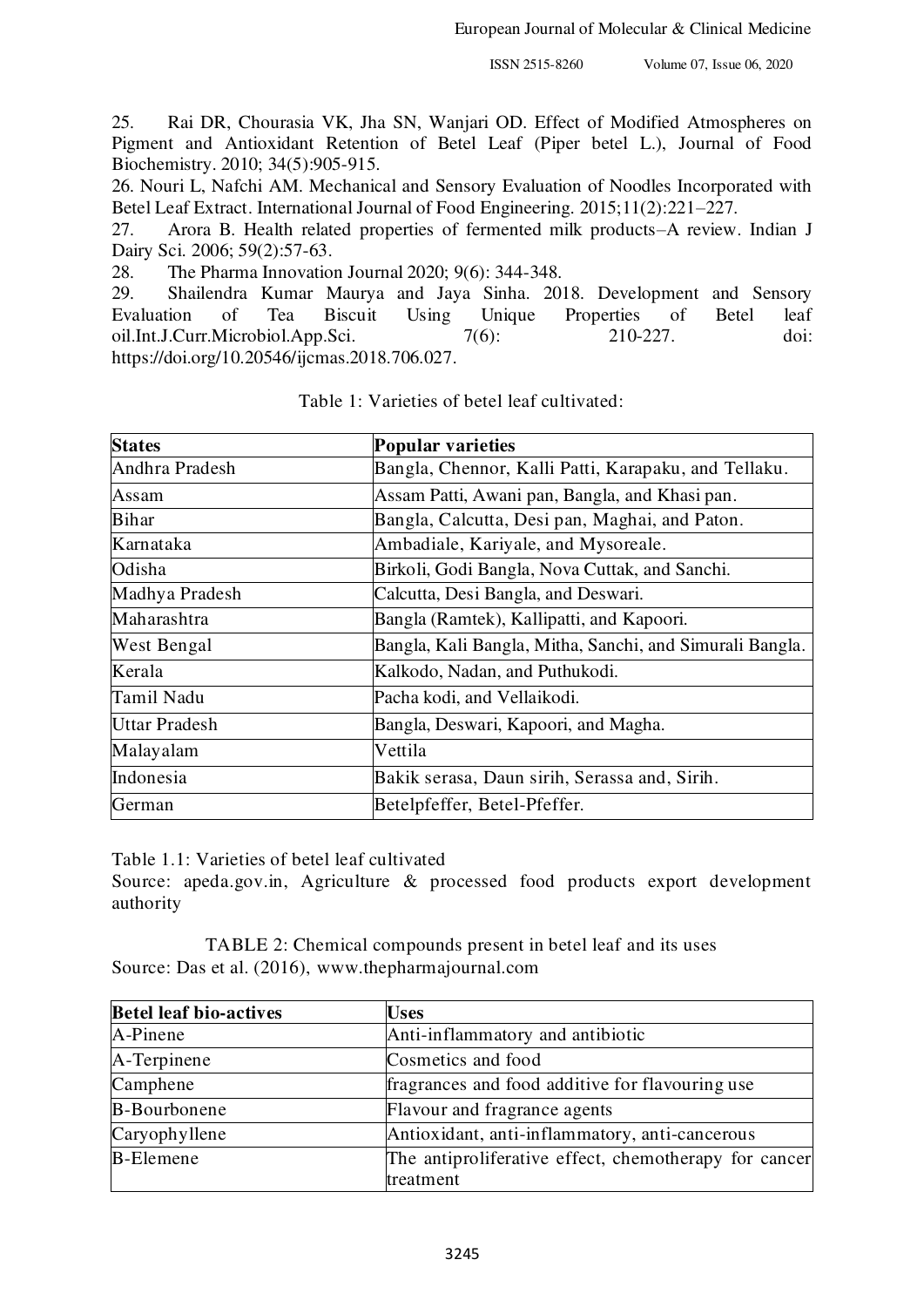25. Rai DR, Chourasia VK, Jha SN, Wanjari OD. Effect of Modified Atmospheres on Pigment and Antioxidant Retention of Betel Leaf (Piper betel L.), Journal of Food Biochemistry. 2010; 34(5):905-915.

26. Nouri L, Nafchi AM. Mechanical and Sensory Evaluation of Noodles Incorporated with Betel Leaf Extract. International Journal of Food Engineering. 2015;11(2):221–227.

27. Arora B. Health related properties of fermented milk products–A review. Indian J Dairy Sci. 2006; 59(2):57-63.

28. The Pharma Innovation Journal 2020; 9(6): 344-348.

29. Shailendra Kumar Maurya and Jaya Sinha. 2018. Development and Sensory Evaluation of Tea Biscuit Using Unique Properties of Betel leaf oil.Int.J.Curr.Microbiol.App.Sci. 7(6): 210-227. doi: https://doi.org/10.20546/ijcmas.2018.706.027.

Table 1: Varieties of betel leaf cultivated:

| **States** | **Popular varieties** |
|---|---|
| Andhra Pradesh | Bangla, Chennor, Kalli Patti, Karapaku, and Tellaku. |
| Assam | Assam Patti, Awani pan, Bangla, and Khasi pan. |
| Bihar | Bangla, Calcutta, Desi pan, Maghai, and Paton. |
| Karnataka | Ambadiale, Kariyale, and Mysoreale. |
| Odisha | Birkoli, Godi Bangla, Nova Cuttak, and Sanchi. |
| Madhya Pradesh | Calcutta, Desi Bangla, and Deswari. |
| Maharashtra | Bangla (Ramtek), Kallipatti, and Kapoori. |
| West Bengal | Bangla, Kali Bangla, Mitha, Sanchi, and Simurali Bangla. |
| Kerala | Kalkodo, Nadan, and Puthukodi. |
| Tamil Nadu | Pacha kodi, and Vellaikodi. |
| Uttar Pradesh | Bangla, Deswari, Kapoori, and Magha. |
| Malayalam | Vettila |
| Indonesia | Bakik serasa, Daun sirih, Serassa and, Sirih. |
| German | Betelpfeffer, Betel-Pfeffer. |

Table 1.1: Varieties of betel leaf cultivated

Source: apeda.gov.in, Agriculture & processed food products export development authority

TABLE 2: Chemical compounds present in betel leaf and its uses

Source: Das et al. (2016), www.thepharmajournal.com

| **Betel leaf bio-actives** | **Uses** |
|---|---|
| A-Pinene | Anti-inflammatory and antibiotic |
| A-Terpinene | Cosmetics and food |
| Camphene | fragrances and food additive for flavouring use |
| B-Bourbonene | Flavour and fragrance agents |
| Caryophyllene | Antioxidant, anti-inflammatory, anti-cancerous |
| B-Elemene | The antiproliferative effect, chemotherapy for cancer treatment |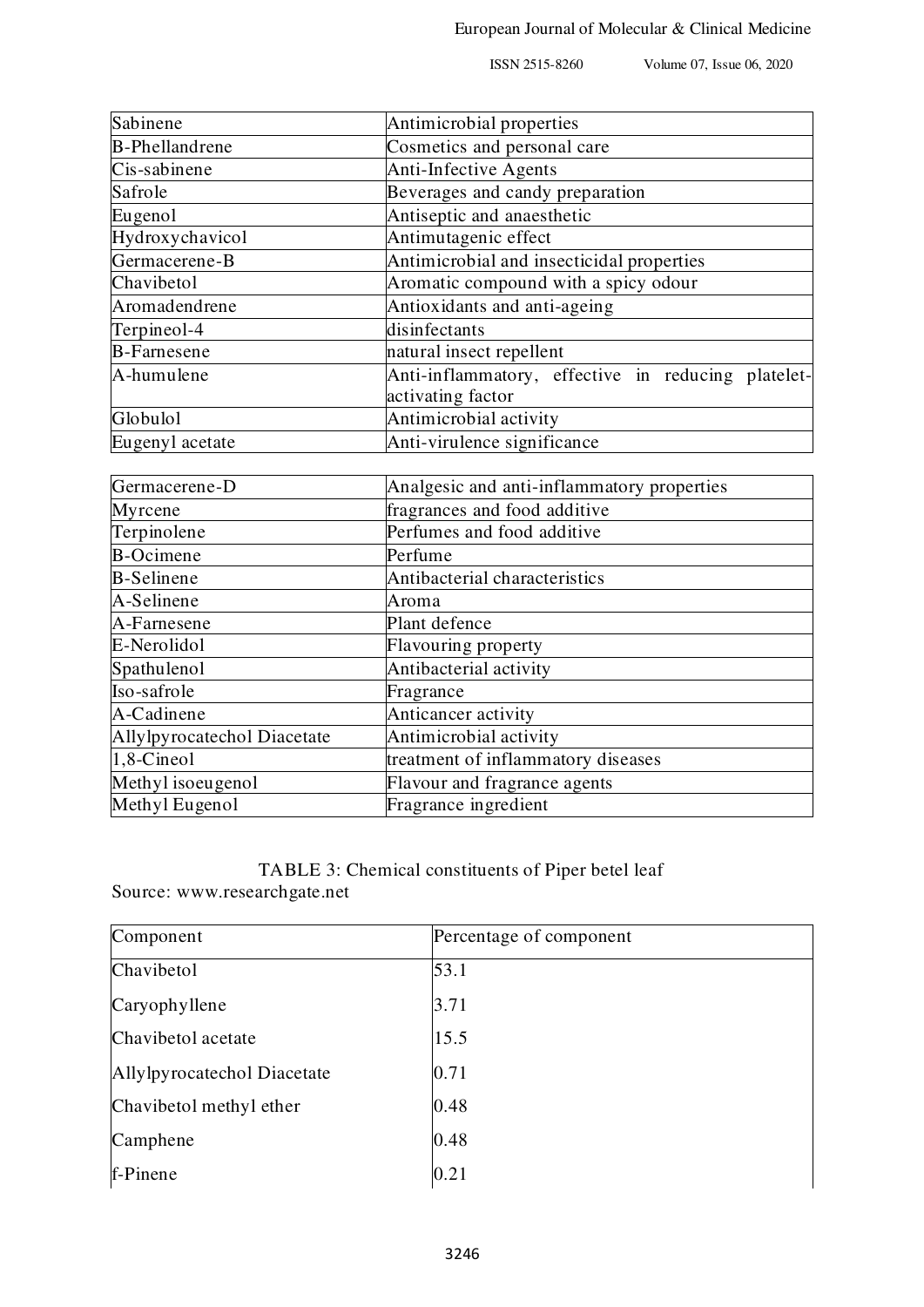| | |
|---|---|
| Sabinene | Antimicrobial properties |
| B-Phellandrene | Cosmetics and personal care |
| Cis-sabinene | Anti-Infective Agents |
| Safrole | Beverages and candy preparation |
| Eugenol | Antiseptic and anaesthetic |
| Hydroxychavicol | Antimutagenic effect |
| Germacerene-B | Antimicrobial and insecticidal properties |
| Chavibetol | Aromatic compound with a spicy odour |
| Aromadendrene | Antioxidants and anti-ageing |
| Terpineol-4 | disinfectants |
| B-Farnesene | natural insect repellent |
| A-humulene | Anti-inflammatory, effective in reducing platelet-activating factor |
| Globulol | Antimicrobial activity |
| Eugenyl acetate | Anti-virulence significance |
| Germacerene-D | Analgesic and anti-inflammatory properties |
| Myrcene | fragrances and food additive |
| Terpinolene | Perfumes and food additive |
| B-Ocimene | Perfume |
| B-Selinene | Antibacterial characteristics |
| A-Selinene | Aroma |
| A-Farnesene | Plant defence |
| E-Nerolidol | Flavouring property |
| Spathulenol | Antibacterial activity |
| Iso-safrole | Fragrance |
| A-Cadinene | Anticancer activity |
| Allylpyrocatechol Diacetate | Antimicrobial activity |
| 1,8-Cineol | treatment of inflammatory diseases |
| Methyl isoeugenol | Flavour and fragrance agents |
| Methyl Eugenol | Fragrance ingredient |

TABLE 3: Chemical constituents of Piper betel leaf

Source: www.researchgate.net

| Component | Percentage of component |
|---|---|
| Chavibetol | 53.1 |
| Caryophyllene | 3.71 |
| Chavibetol acetate | 15.5 |
| Allylpyrocatechol Diacetate | 0.71 |
| Chavibetol methyl ether | 0.48 |
| Camphene | 0.48 |
| f-Pinene | 0.21 |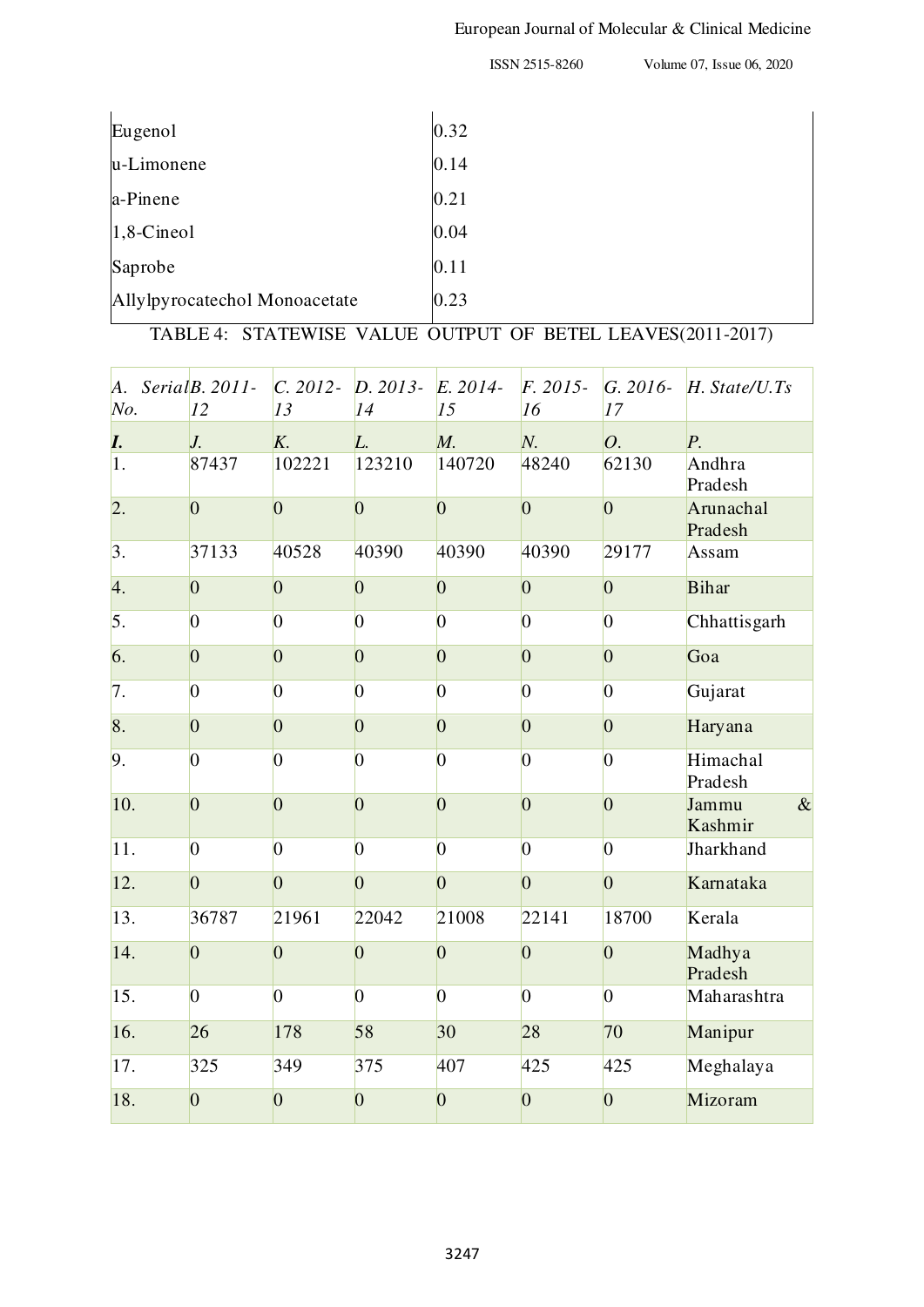| | |
|---|---|
| Eugenol | 0.32 |
| u-Limonene | 0.14 |
| a-Pinene | 0.21 |
| 1,8-Cineol | 0.04 |
| Saprobe | 0.11 |
| Allylpyrocatechol Monoacetate | 0.23 |

TABLE 4: STATEWISE VALUE OUTPUT OF BETEL LEAVES(2011-2017)

| *A. Serial No.* | *B. 2011-12* | *C. 2012-13* | *D. 2013-14* | *E. 2014-15* | *F. 2015-16* | *G. 2016-17* | *H. State/U.Ts* |
|---|---|---|---|---|---|---|---|
| ***I.*** | *J.* | *K.* | *L.* | *M.* | *N.* | *O.* | *P.* |
| 1. | 87437 | 102221 | 123210 | 140720 | 48240 | 62130 | Andhra Pradesh |
| 2. | 0 | 0 | 0 | 0 | 0 | 0 | Arunachal Pradesh |
| 3. | 37133 | 40528 | 40390 | 40390 | 40390 | 29177 | Assam |
| 4. | 0 | 0 | 0 | 0 | 0 | 0 | Bihar |
| 5. | 0 | 0 | 0 | 0 | 0 | 0 | Chhattisgarh |
| 6. | 0 | 0 | 0 | 0 | 0 | 0 | Goa |
| 7. | 0 | 0 | 0 | 0 | 0 | 0 | Gujarat |
| 8. | 0 | 0 | 0 | 0 | 0 | 0 | Haryana |
| 9. | 0 | 0 | 0 | 0 | 0 | 0 | Himachal Pradesh |
| 10. | 0 | 0 | 0 | 0 | 0 | 0 | Jammu & Kashmir |
| 11. | 0 | 0 | 0 | 0 | 0 | 0 | Jharkhand |
| 12. | 0 | 0 | 0 | 0 | 0 | 0 | Karnataka |
| 13. | 36787 | 21961 | 22042 | 21008 | 22141 | 18700 | Kerala |
| 14. | 0 | 0 | 0 | 0 | 0 | 0 | Madhya Pradesh |
| 15. | 0 | 0 | 0 | 0 | 0 | 0 | Maharashtra |
| 16. | 26 | 178 | 58 | 30 | 28 | 70 | Manipur |
| 17. | 325 | 349 | 375 | 407 | 425 | 425 | Meghalaya |
| 18. | 0 | 0 | 0 | 0 | 0 | 0 | Mizoram |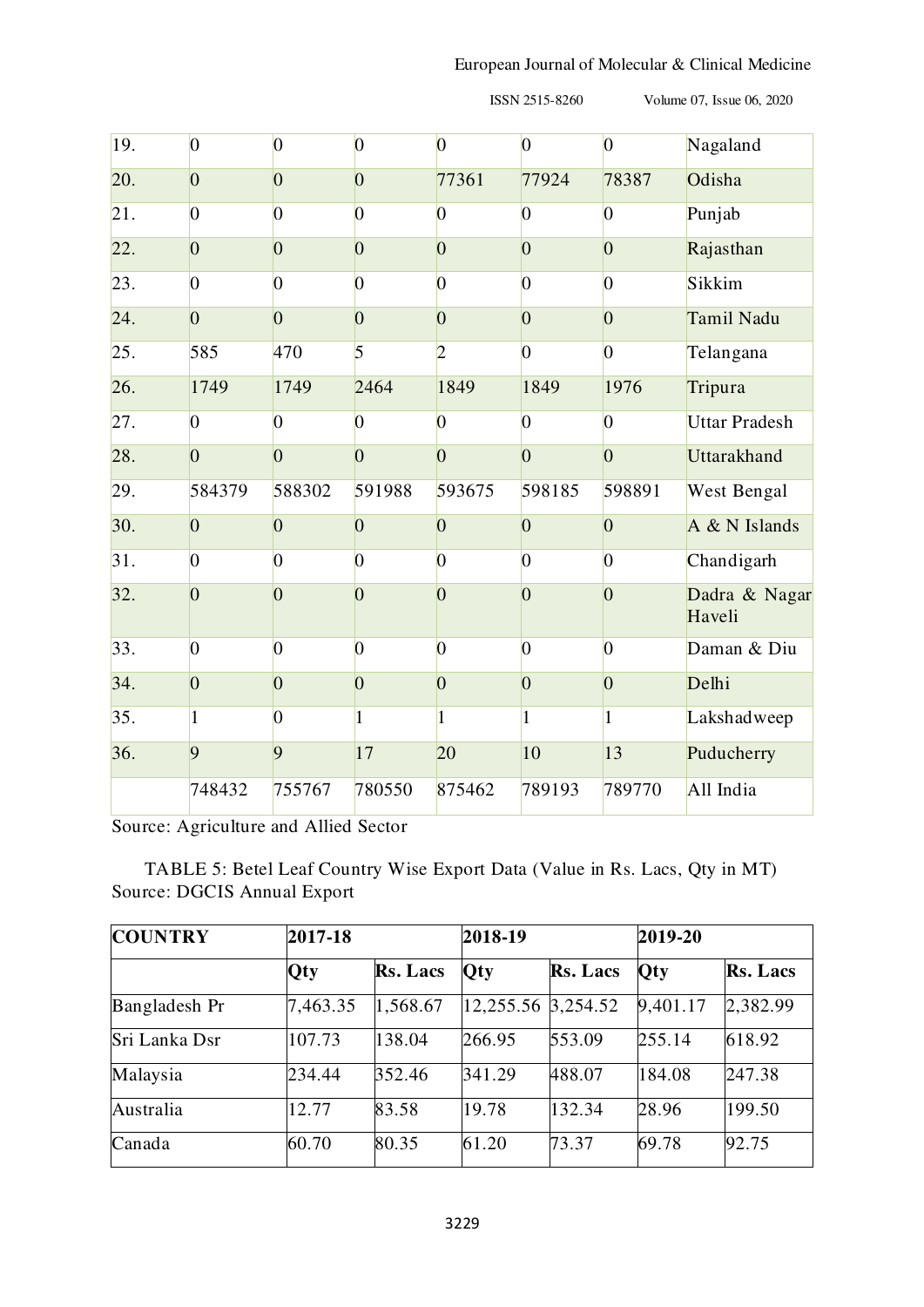| | | | | | | | |
|---|---|---|---|---|---|---|---|
| 19. | 0 | 0 | 0 | 0 | 0 | 0 | Nagaland |
| 20. | 0 | 0 | 0 | 77361 | 77924 | 78387 | Odisha |
| 21. | 0 | 0 | 0 | 0 | 0 | 0 | Punjab |
| 22. | 0 | 0 | 0 | 0 | 0 | 0 | Rajasthan |
| 23. | 0 | 0 | 0 | 0 | 0 | 0 | Sikkim |
| 24. | 0 | 0 | 0 | 0 | 0 | 0 | Tamil Nadu |
| 25. | 585 | 470 | 5 | 2 | 0 | 0 | Telangana |
| 26. | 1749 | 1749 | 2464 | 1849 | 1849 | 1976 | Tripura |
| 27. | 0 | 0 | 0 | 0 | 0 | 0 | Uttar Pradesh |
| 28. | 0 | 0 | 0 | 0 | 0 | 0 | Uttarakhand |
| 29. | 584379 | 588302 | 591988 | 593675 | 598185 | 598891 | West Bengal |
| 30. | 0 | 0 | 0 | 0 | 0 | 0 | A & N Islands |
| 31. | 0 | 0 | 0 | 0 | 0 | 0 | Chandigarh |
| 32. | 0 | 0 | 0 | 0 | 0 | 0 | Dadra & Nagar Haveli |
| 33. | 0 | 0 | 0 | 0 | 0 | 0 | Daman & Diu |
| 34. | 0 | 0 | 0 | 0 | 0 | 0 | Delhi |
| 35. | 1 | 0 | 1 | 1 | 1 | 1 | Lakshadweep |
| 36. | 9 | 9 | 17 | 20 | 10 | 13 | Puducherry |
| | 748432 | 755767 | 780550 | 875462 | 789193 | 789770 | All India |

Source: Agriculture and Allied Sector

TABLE 5: Betel Leaf Country Wise Export Data (Value in Rs. Lacs, Qty in MT)
Source: DGCIS Annual Export

| **COUNTRY** | **2017-18** | | **2018-19** | | **2019-20** | |
|---|---|---|---|---|---|---|
| | **Qty** | **Rs. Lacs** | **Qty** | **Rs. Lacs** | **Qty** | **Rs. Lacs** |
| Bangladesh Pr | 7,463.35 | 1,568.67 | 12,255.56 | 3,254.52 | 9,401.17 | 2,382.99 |
| Sri Lanka Dsr | 107.73 | 138.04 | 266.95 | 553.09 | 255.14 | 618.92 |
| Malaysia | 234.44 | 352.46 | 341.29 | 488.07 | 184.08 | 247.38 |
| Australia | 12.77 | 83.58 | 19.78 | 132.34 | 28.96 | 199.50 |
| Canada | 60.70 | 80.35 | 61.20 | 73.37 | 69.78 | 92.75 |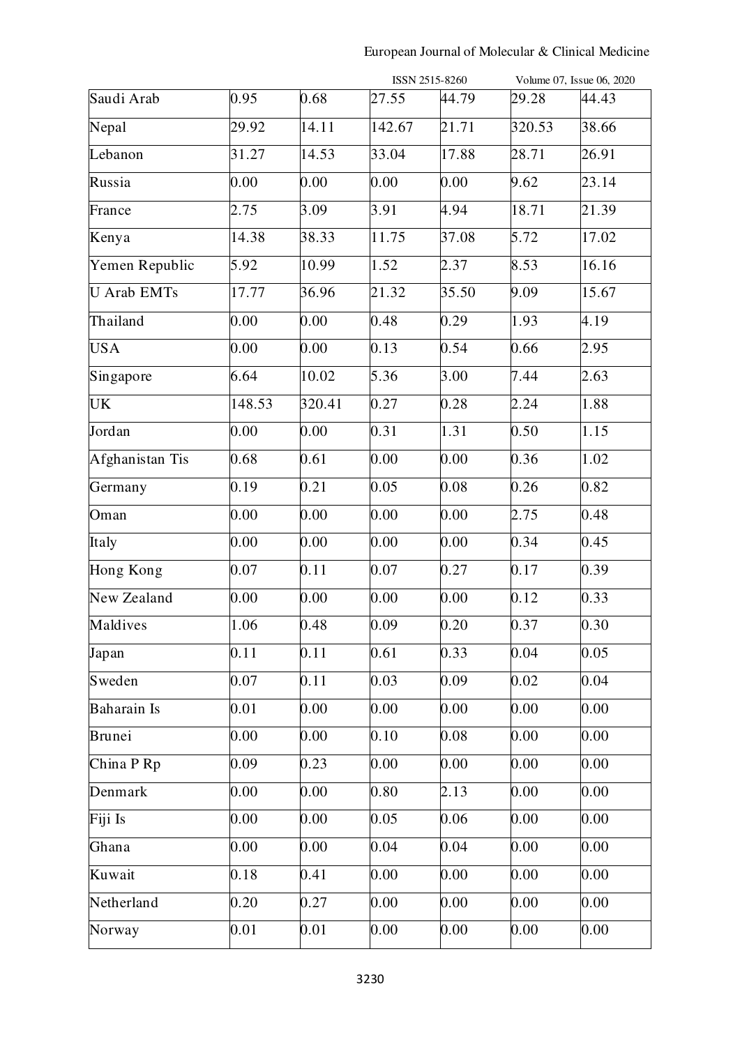| Saudi Arab | 0.95 | 0.68 | 27.55 | 44.79 | 29.28 | 44.43 |
|---|---|---|---|---|---|---|
| Nepal | 29.92 | 14.11 | 142.67 | 21.71 | 320.53 | 38.66 |
| Lebanon | 31.27 | 14.53 | 33.04 | 17.88 | 28.71 | 26.91 |
| Russia | 0.00 | 0.00 | 0.00 | 0.00 | 9.62 | 23.14 |
| France | 2.75 | 3.09 | 3.91 | 4.94 | 18.71 | 21.39 |
| Kenya | 14.38 | 38.33 | 11.75 | 37.08 | 5.72 | 17.02 |
| Yemen Republic | 5.92 | 10.99 | 1.52 | 2.37 | 8.53 | 16.16 |
| U Arab EMTs | 17.77 | 36.96 | 21.32 | 35.50 | 9.09 | 15.67 |
| Thailand | 0.00 | 0.00 | 0.48 | 0.29 | 1.93 | 4.19 |
| USA | 0.00 | 0.00 | 0.13 | 0.54 | 0.66 | 2.95 |
| Singapore | 6.64 | 10.02 | 5.36 | 3.00 | 7.44 | 2.63 |
| UK | 148.53 | 320.41 | 0.27 | 0.28 | 2.24 | 1.88 |
| Jordan | 0.00 | 0.00 | 0.31 | 1.31 | 0.50 | 1.15 |
| Afghanistan Tis | 0.68 | 0.61 | 0.00 | 0.00 | 0.36 | 1.02 |
| Germany | 0.19 | 0.21 | 0.05 | 0.08 | 0.26 | 0.82 |
| Oman | 0.00 | 0.00 | 0.00 | 0.00 | 2.75 | 0.48 |
| Italy | 0.00 | 0.00 | 0.00 | 0.00 | 0.34 | 0.45 |
| Hong Kong | 0.07 | 0.11 | 0.07 | 0.27 | 0.17 | 0.39 |
| New Zealand | 0.00 | 0.00 | 0.00 | 0.00 | 0.12 | 0.33 |
| Maldives | 1.06 | 0.48 | 0.09 | 0.20 | 0.37 | 0.30 |
| Japan | 0.11 | 0.11 | 0.61 | 0.33 | 0.04 | 0.05 |
| Sweden | 0.07 | 0.11 | 0.03 | 0.09 | 0.02 | 0.04 |
| Baharain Is | 0.01 | 0.00 | 0.00 | 0.00 | 0.00 | 0.00 |
| Brunei | 0.00 | 0.00 | 0.10 | 0.08 | 0.00 | 0.00 |
| China P Rp | 0.09 | 0.23 | 0.00 | 0.00 | 0.00 | 0.00 |
| Denmark | 0.00 | 0.00 | 0.80 | 2.13 | 0.00 | 0.00 |
| Fiji Is | 0.00 | 0.00 | 0.05 | 0.06 | 0.00 | 0.00 |
| Ghana | 0.00 | 0.00 | 0.04 | 0.04 | 0.00 | 0.00 |
| Kuwait | 0.18 | 0.41 | 0.00 | 0.00 | 0.00 | 0.00 |
| Netherland | 0.20 | 0.27 | 0.00 | 0.00 | 0.00 | 0.00 |
| Norway | 0.01 | 0.01 | 0.00 | 0.00 | 0.00 | 0.00 |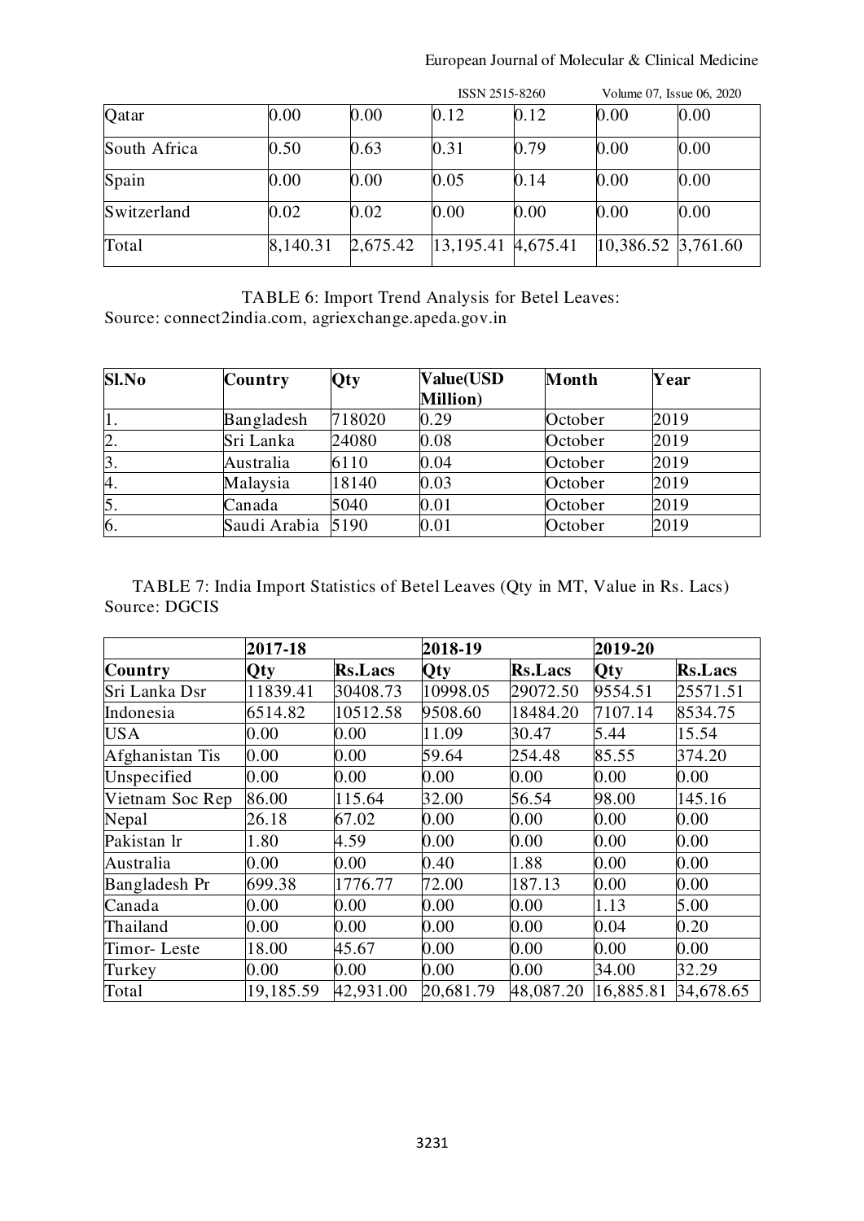| Qatar | 0.00 | 0.00 | 0.12 | 0.12 | 0.00 | 0.00 |
|---|---|---|---|---|---|---|
| South Africa | 0.50 | 0.63 | 0.31 | 0.79 | 0.00 | 0.00 |
| Spain | 0.00 | 0.00 | 0.05 | 0.14 | 0.00 | 0.00 |
| Switzerland | 0.02 | 0.02 | 0.00 | 0.00 | 0.00 | 0.00 |
| Total | 8,140.31 | 2,675.42 | 13,195.41 | 4,675.41 | 10,386.52 | 3,761.60 |

TABLE 6: Import Trend Analysis for Betel Leaves:
Source: connect2india.com, agriexchange.apeda.gov.in

| Sl.No | Country | Qty | Value(USD Million) | Month | Year |
|---|---|---|---|---|---|
| 1. | Bangladesh | 718020 | 0.29 | October | 2019 |
| 2. | Sri Lanka | 24080 | 0.08 | October | 2019 |
| 3. | Australia | 6110 | 0.04 | October | 2019 |
| 4. | Malaysia | 18140 | 0.03 | October | 2019 |
| 5. | Canada | 5040 | 0.01 | October | 2019 |
| 6. | Saudi Arabia | 5190 | 0.01 | October | 2019 |

TABLE 7: India Import Statistics of Betel Leaves (Qty in MT, Value in Rs. Lacs)
Source: DGCIS

| | 2017-18 | | 2018-19 | | 2019-20 | |
|---|---|---|---|---|---|---|
| **Country** | **Qty** | **Rs.Lacs** | **Qty** | **Rs.Lacs** | **Qty** | **Rs.Lacs** |
| Sri Lanka Dsr | 11839.41 | 30408.73 | 10998.05 | 29072.50 | 9554.51 | 25571.51 |
| Indonesia | 6514.82 | 10512.58 | 9508.60 | 18484.20 | 7107.14 | 8534.75 |
| USA | 0.00 | 0.00 | 11.09 | 30.47 | 5.44 | 15.54 |
| Afghanistan Tis | 0.00 | 0.00 | 59.64 | 254.48 | 85.55 | 374.20 |
| Unspecified | 0.00 | 0.00 | 0.00 | 0.00 | 0.00 | 0.00 |
| Vietnam Soc Rep | 86.00 | 115.64 | 32.00 | 56.54 | 98.00 | 145.16 |
| Nepal | 26.18 | 67.02 | 0.00 | 0.00 | 0.00 | 0.00 |
| Pakistan Ir | 1.80 | 4.59 | 0.00 | 0.00 | 0.00 | 0.00 |
| Australia | 0.00 | 0.00 | 0.40 | 1.88 | 0.00 | 0.00 |
| Bangladesh Pr | 699.38 | 1776.77 | 72.00 | 187.13 | 0.00 | 0.00 |
| Canada | 0.00 | 0.00 | 0.00 | 0.00 | 1.13 | 5.00 |
| Thailand | 0.00 | 0.00 | 0.00 | 0.00 | 0.04 | 0.20 |
| Timor- Leste | 18.00 | 45.67 | 0.00 | 0.00 | 0.00 | 0.00 |
| Turkey | 0.00 | 0.00 | 0.00 | 0.00 | 34.00 | 32.29 |
| Total | 19,185.59 | 42,931.00 | 20,681.79 | 48,087.20 | 16,885.81 | 34,678.65 |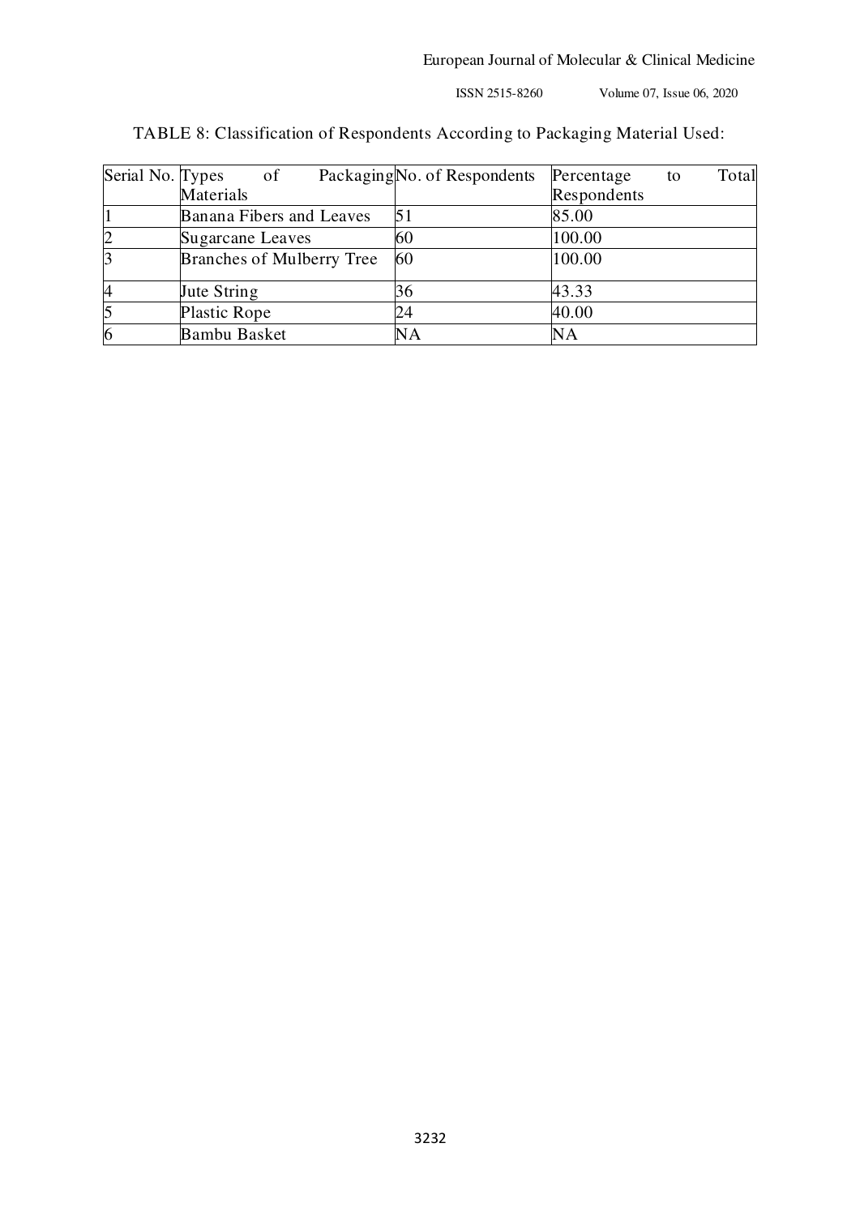TABLE 8: Classification of Respondents According to Packaging Material Used:

| Serial No. | Types of Packaging Materials | No. of Respondents | Percentage to Total Respondents |
|---|---|---|---|
| 1 | Banana Fibers and Leaves | 51 | 85.00 |
| 2 | Sugarcane Leaves | 60 | 100.00 |
| 3 | Branches of Mulberry Tree | 60 | 100.00 |
| 4 | Jute String | 36 | 43.33 |
| 5 | Plastic Rope | 24 | 40.00 |
| 6 | Bambu Basket | NA | NA |